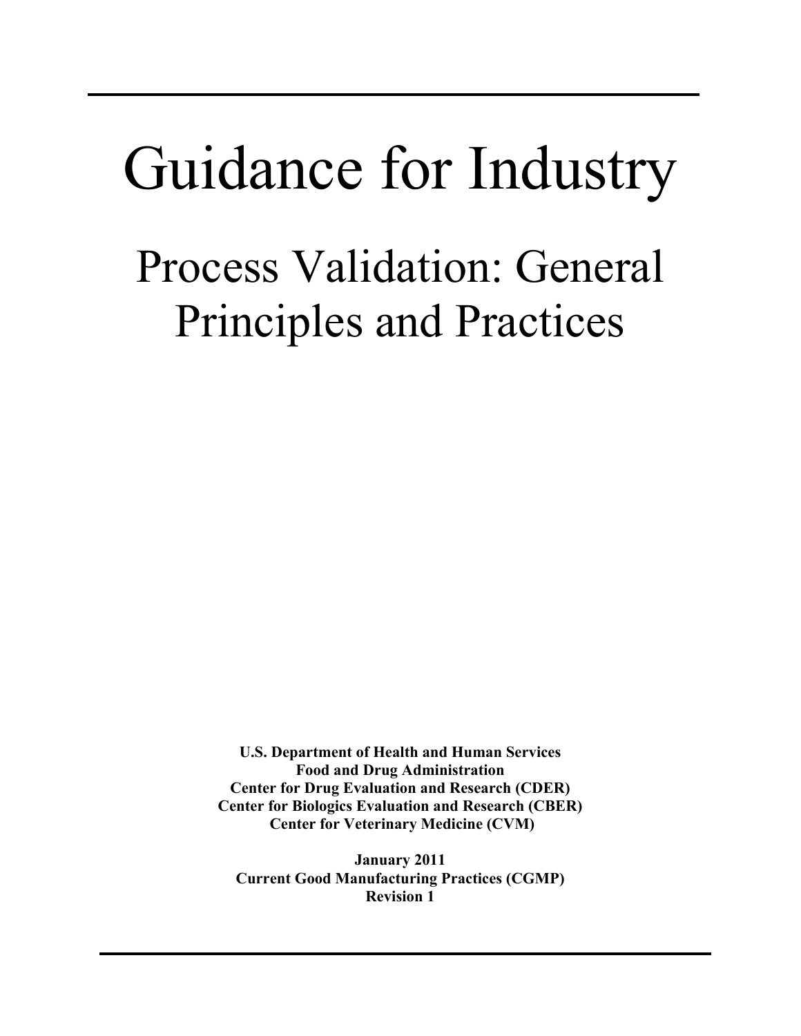# Guidance for Industry

## Process Validation: General Principles and Practices

**U.S. Department of Health and Human Services**
**Food and Drug Administration**
**Center for Drug Evaluation and Research (CDER)**
**Center for Biologics Evaluation and Research (CBER)**
**Center for Veterinary Medicine (CVM)**

**January 2011**
**Current Good Manufacturing Practices (CGMP)**
**Revision 1**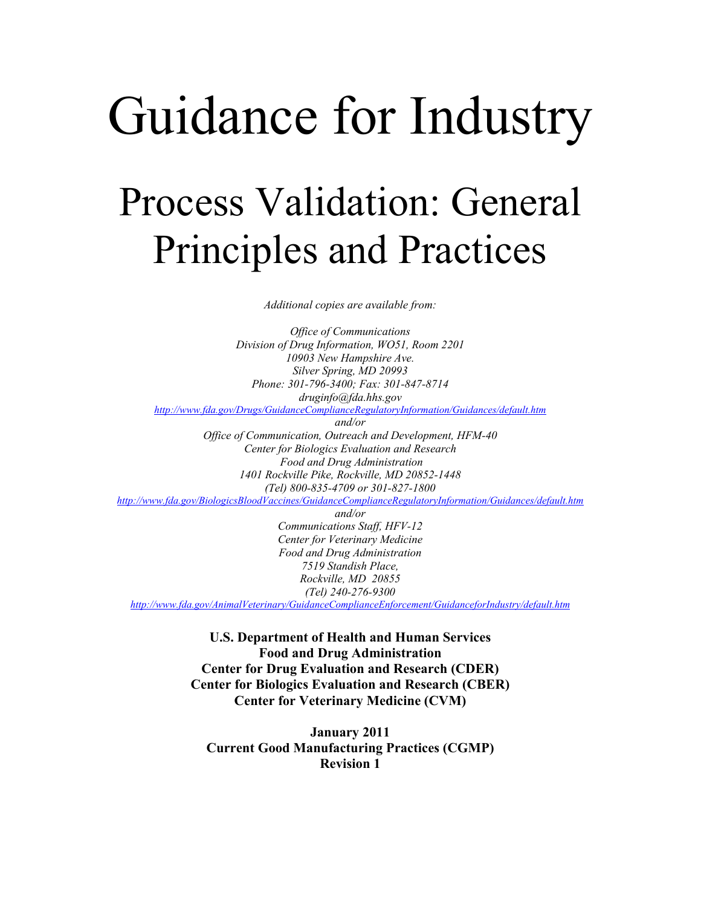# Guidance for Industry

## Process Validation: General Principles and Practices

*Additional copies are available from:*

*Office of Communications*
*Division of Drug Information, WO51, Room 2201*
*10903 New Hampshire Ave.*
*Silver Spring, MD 20993*
*Phone: 301-796-3400; Fax: 301-847-8714*
*druginfo@fda.hhs.gov*
*http://www.fda.gov/Drugs/GuidanceComplianceRegulatoryInformation/Guidances/default.htm*
*and/or*
*Office of Communication, Outreach and Development, HFM-40*
*Center for Biologics Evaluation and Research*
*Food and Drug Administration*
*1401 Rockville Pike, Rockville, MD 20852-1448*
*(Tel) 800-835-4709 or 301-827-1800*
*http://www.fda.gov/BiologicsBloodVaccines/GuidanceComplianceRegulatoryInformation/Guidances/default.htm*
*and/or*
*Communications Staff, HFV-12*
*Center for Veterinary Medicine*
*Food and Drug Administration*
*7519 Standish Place,*
*Rockville, MD 20855*
*(Tel) 240-276-9300*
*http://www.fda.gov/AnimalVeterinary/GuidanceComplianceEnforcement/GuidanceforIndustry/default.htm*

**U.S. Department of Health and Human Services**
**Food and Drug Administration**
**Center for Drug Evaluation and Research (CDER)**
**Center for Biologics Evaluation and Research (CBER)**
**Center for Veterinary Medicine (CVM)**

**January 2011**
**Current Good Manufacturing Practices (CGMP)**
**Revision 1**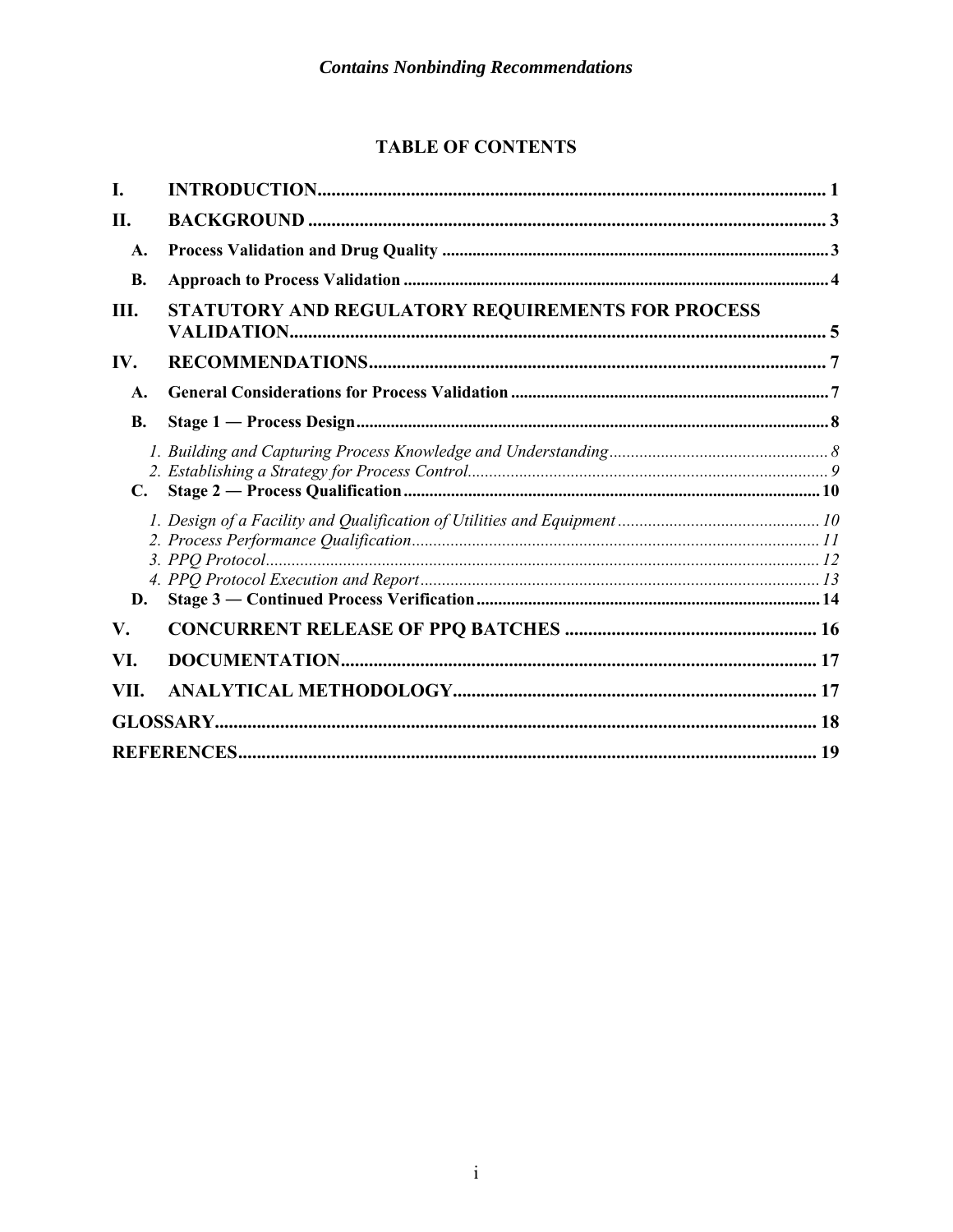## TABLE OF CONTENTS

**I. INTRODUCTION** .......... 1

**II. BACKGROUND** .......... 3

- **A. Process Validation and Drug Quality** .......... 3
- **B. Approach to Process Validation** .......... 4

**III. STATUTORY AND REGULATORY REQUIREMENTS FOR PROCESS VALIDATION** .......... 5

**IV. RECOMMENDATIONS** .......... 7

- **A. General Considerations for Process Validation** .......... 7
- **B. Stage 1 — Process Design** .......... 8
  - *1. Building and Capturing Process Knowledge and Understanding* .......... 8
  - *2. Establishing a Strategy for Process Control* .......... 9
- **C. Stage 2 — Process Qualification** .......... 10
  - *1. Design of a Facility and Qualification of Utilities and Equipment* .......... 10
  - *2. Process Performance Qualification* .......... 11
  - *3. PPQ Protocol* .......... 12
  - *4. PPQ Protocol Execution and Report* .......... 13
- **D. Stage 3 — Continued Process Verification** .......... 14

**V. CONCURRENT RELEASE OF PPQ BATCHES** .......... 16

**VI. DOCUMENTATION** .......... 17

**VII. ANALYTICAL METHODOLOGY** .......... 17

**GLOSSARY** .......... 18

**REFERENCES** .......... 19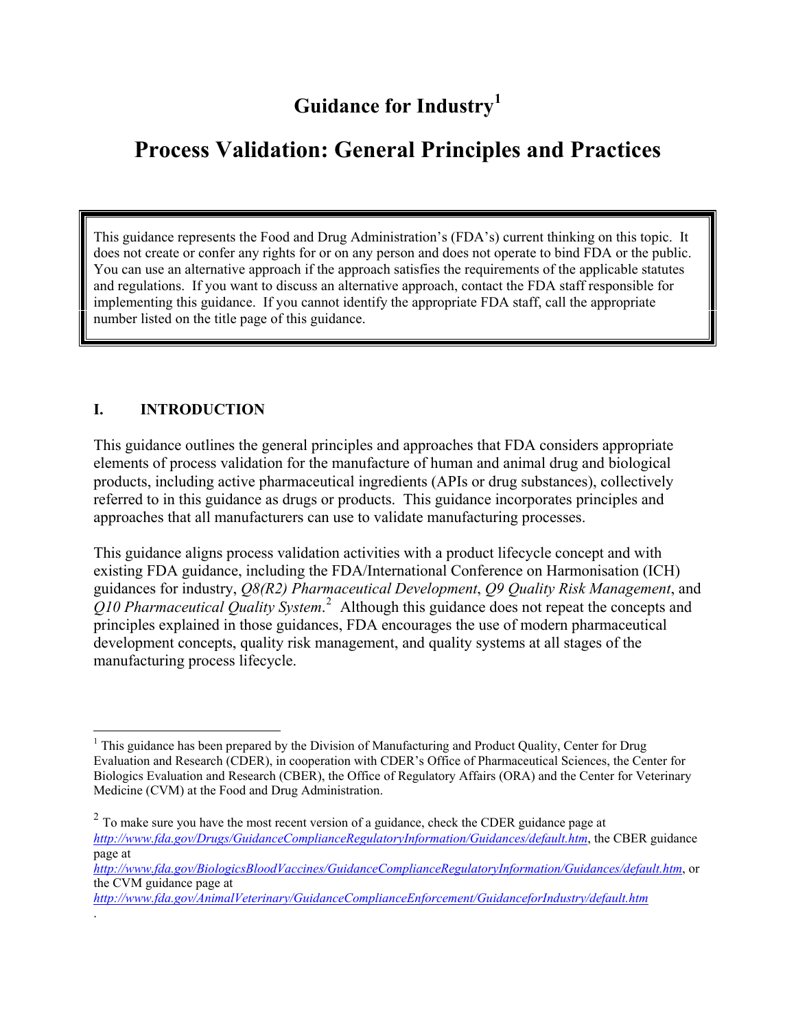# Guidance for Industry[1]

# Process Validation: General Principles and Practices

> This guidance represents the Food and Drug Administration's (FDA's) current thinking on this topic. It does not create or confer any rights for or on any person and does not operate to bind FDA or the public. You can use an alternative approach if the approach satisfies the requirements of the applicable statutes and regulations. If you want to discuss an alternative approach, contact the FDA staff responsible for implementing this guidance. If you cannot identify the appropriate FDA staff, call the appropriate number listed on the title page of this guidance.

## I. INTRODUCTION

This guidance outlines the general principles and approaches that FDA considers appropriate elements of process validation for the manufacture of human and animal drug and biological products, including active pharmaceutical ingredients (APIs or drug substances), collectively referred to in this guidance as drugs or products. This guidance incorporates principles and approaches that all manufacturers can use to validate manufacturing processes.

This guidance aligns process validation activities with a product lifecycle concept and with existing FDA guidance, including the FDA/International Conference on Harmonisation (ICH) guidances for industry, *Q8(R2) Pharmaceutical Development*, *Q9 Quality Risk Management*, and *Q10 Pharmaceutical Quality System*.[2] Although this guidance does not repeat the concepts and principles explained in those guidances, FDA encourages the use of modern pharmaceutical development concepts, quality risk management, and quality systems at all stages of the manufacturing process lifecycle.

---

[1] This guidance has been prepared by the Division of Manufacturing and Product Quality, Center for Drug Evaluation and Research (CDER), in cooperation with CDER's Office of Pharmaceutical Sciences, the Center for Biologics Evaluation and Research (CBER), the Office of Regulatory Affairs (ORA) and the Center for Veterinary Medicine (CVM) at the Food and Drug Administration.

[2] To make sure you have the most recent version of a guidance, check the CDER guidance page at *http://www.fda.gov/Drugs/GuidanceComplianceRegulatoryInformation/Guidances/default.htm*, the CBER guidance page at *http://www.fda.gov/BiologicsBloodVaccines/GuidanceComplianceRegulatoryInformation/Guidances/default.htm*, or the CVM guidance page at *http://www.fda.gov/AnimalVeterinary/GuidanceComplianceEnforcement/GuidanceforIndustry/default.htm*.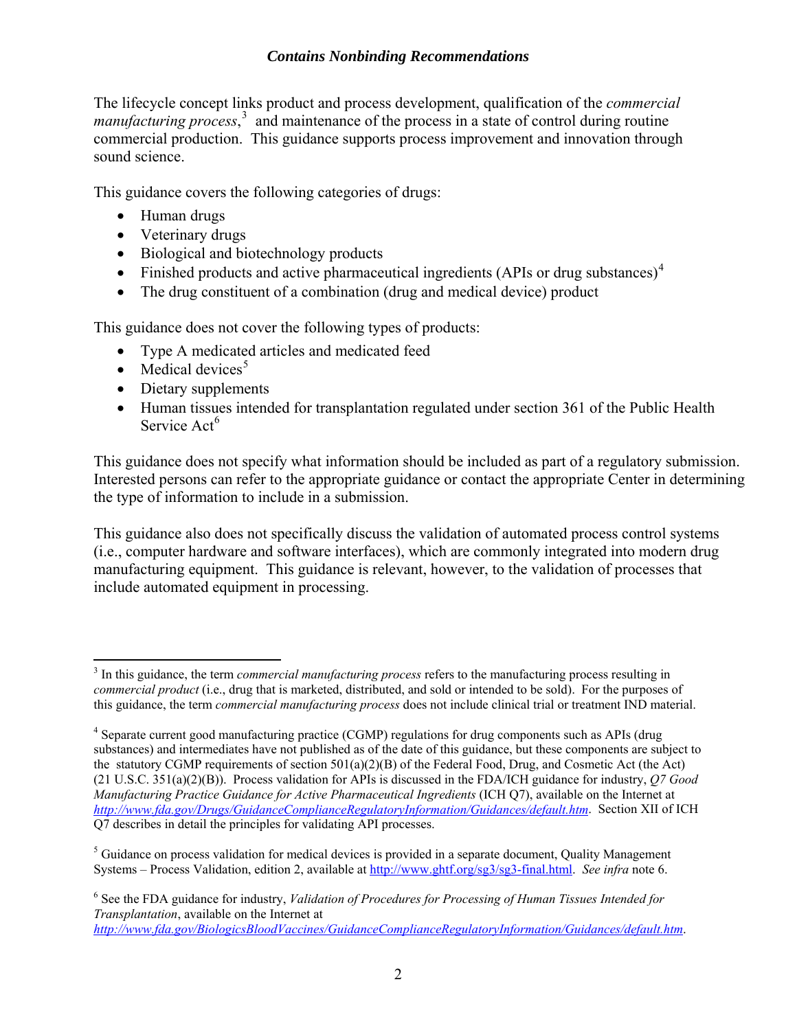The lifecycle concept links product and process development, qualification of the *commercial manufacturing process*,[3] and maintenance of the process in a state of control during routine commercial production. This guidance supports process improvement and innovation through sound science.

This guidance covers the following categories of drugs:

- Human drugs
- Veterinary drugs
- Biological and biotechnology products
- Finished products and active pharmaceutical ingredients (APIs or drug substances)[4]
- The drug constituent of a combination (drug and medical device) product

This guidance does not cover the following types of products:

- Type A medicated articles and medicated feed
- Medical devices[5]
- Dietary supplements
- Human tissues intended for transplantation regulated under section 361 of the Public Health Service Act[6]

This guidance does not specify what information should be included as part of a regulatory submission. Interested persons can refer to the appropriate guidance or contact the appropriate Center in determining the type of information to include in a submission.

This guidance also does not specifically discuss the validation of automated process control systems (i.e., computer hardware and software interfaces), which are commonly integrated into modern drug manufacturing equipment. This guidance is relevant, however, to the validation of processes that include automated equipment in processing.

---

[3] In this guidance, the term *commercial manufacturing process* refers to the manufacturing process resulting in *commercial product* (i.e., drug that is marketed, distributed, and sold or intended to be sold). For the purposes of this guidance, the term *commercial manufacturing process* does not include clinical trial or treatment IND material.

[4] Separate current good manufacturing practice (CGMP) regulations for drug components such as APIs (drug substances) and intermediates have not published as of the date of this guidance, but these components are subject to the statutory CGMP requirements of section 501(a)(2)(B) of the Federal Food, Drug, and Cosmetic Act (the Act) (21 U.S.C. 351(a)(2)(B)). Process validation for APIs is discussed in the FDA/ICH guidance for industry, *Q7 Good Manufacturing Practice Guidance for Active Pharmaceutical Ingredients* (ICH Q7), available on the Internet at *http://www.fda.gov/Drugs/GuidanceComplianceRegulatoryInformation/Guidances/default.htm*. Section XII of ICH Q7 describes in detail the principles for validating API processes.

[5] Guidance on process validation for medical devices is provided in a separate document, Quality Management Systems – Process Validation, edition 2, available at http://www.ghtf.org/sg3/sg3-final.html. *See infra* note 6.

[6] See the FDA guidance for industry, *Validation of Procedures for Processing of Human Tissues Intended for Transplantation*, available on the Internet at *http://www.fda.gov/BiologicsBloodVaccines/GuidanceComplianceRegulatoryInformation/Guidances/default.htm*.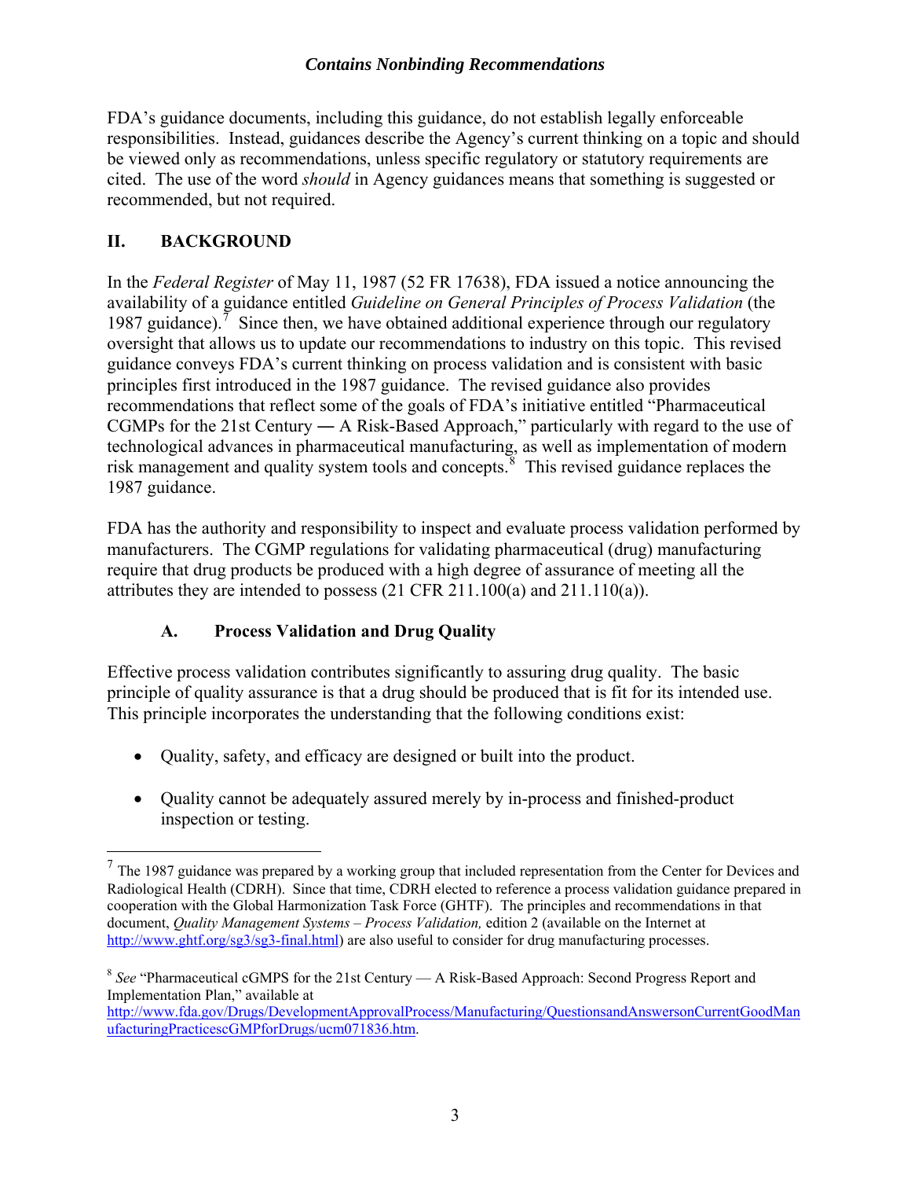FDA's guidance documents, including this guidance, do not establish legally enforceable responsibilities. Instead, guidances describe the Agency's current thinking on a topic and should be viewed only as recommendations, unless specific regulatory or statutory requirements are cited. The use of the word *should* in Agency guidances means that something is suggested or recommended, but not required.

## II. BACKGROUND

In the *Federal Register* of May 11, 1987 (52 FR 17638), FDA issued a notice announcing the availability of a guidance entitled *Guideline on General Principles of Process Validation* (the 1987 guidance).[7] Since then, we have obtained additional experience through our regulatory oversight that allows us to update our recommendations to industry on this topic. This revised guidance conveys FDA's current thinking on process validation and is consistent with basic principles first introduced in the 1987 guidance. The revised guidance also provides recommendations that reflect some of the goals of FDA's initiative entitled "Pharmaceutical CGMPs for the 21st Century ― A Risk-Based Approach," particularly with regard to the use of technological advances in pharmaceutical manufacturing, as well as implementation of modern risk management and quality system tools and concepts.[8] This revised guidance replaces the 1987 guidance.

FDA has the authority and responsibility to inspect and evaluate process validation performed by manufacturers. The CGMP regulations for validating pharmaceutical (drug) manufacturing require that drug products be produced with a high degree of assurance of meeting all the attributes they are intended to possess (21 CFR 211.100(a) and 211.110(a)).

### A. Process Validation and Drug Quality

Effective process validation contributes significantly to assuring drug quality. The basic principle of quality assurance is that a drug should be produced that is fit for its intended use. This principle incorporates the understanding that the following conditions exist:

- Quality, safety, and efficacy are designed or built into the product.
- Quality cannot be adequately assured merely by in-process and finished-product inspection or testing.

---

[7] The 1987 guidance was prepared by a working group that included representation from the Center for Devices and Radiological Health (CDRH). Since that time, CDRH elected to reference a process validation guidance prepared in cooperation with the Global Harmonization Task Force (GHTF). The principles and recommendations in that document, *Quality Management Systems – Process Validation,* edition 2 (available on the Internet at http://www.ghtf.org/sg3/sg3-final.html) are also useful to consider for drug manufacturing processes.

[8] *See* "Pharmaceutical cGMPS for the 21st Century — A Risk-Based Approach: Second Progress Report and Implementation Plan," available at http://www.fda.gov/Drugs/DevelopmentApprovalProcess/Manufacturing/QuestionsandAnswersonCurrentGoodManufacturingPracticescGMPforDrugs/ucm071836.htm.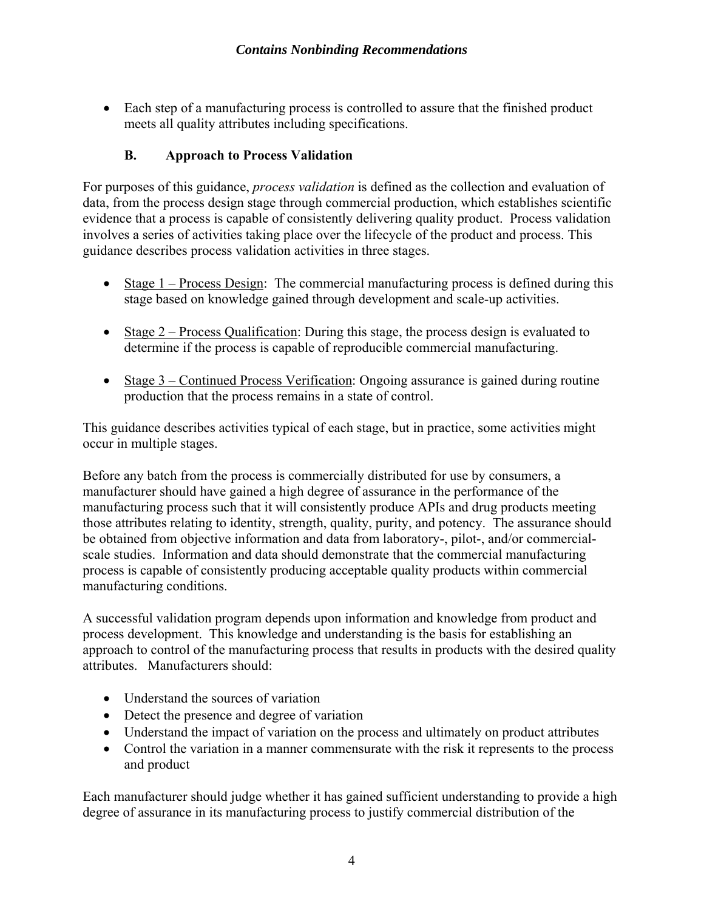- Each step of a manufacturing process is controlled to assure that the finished product meets all quality attributes including specifications.

### B. Approach to Process Validation

For purposes of this guidance, *process validation* is defined as the collection and evaluation of data, from the process design stage through commercial production, which establishes scientific evidence that a process is capable of consistently delivering quality product. Process validation involves a series of activities taking place over the lifecycle of the product and process. This guidance describes process validation activities in three stages.

- Stage 1 – Process Design: The commercial manufacturing process is defined during this stage based on knowledge gained through development and scale-up activities.

- Stage 2 – Process Qualification: During this stage, the process design is evaluated to determine if the process is capable of reproducible commercial manufacturing.

- Stage 3 – Continued Process Verification: Ongoing assurance is gained during routine production that the process remains in a state of control.

This guidance describes activities typical of each stage, but in practice, some activities might occur in multiple stages.

Before any batch from the process is commercially distributed for use by consumers, a manufacturer should have gained a high degree of assurance in the performance of the manufacturing process such that it will consistently produce APIs and drug products meeting those attributes relating to identity, strength, quality, purity, and potency. The assurance should be obtained from objective information and data from laboratory-, pilot-, and/or commercial-scale studies. Information and data should demonstrate that the commercial manufacturing process is capable of consistently producing acceptable quality products within commercial manufacturing conditions.

A successful validation program depends upon information and knowledge from product and process development. This knowledge and understanding is the basis for establishing an approach to control of the manufacturing process that results in products with the desired quality attributes. Manufacturers should:

- Understand the sources of variation
- Detect the presence and degree of variation
- Understand the impact of variation on the process and ultimately on product attributes
- Control the variation in a manner commensurate with the risk it represents to the process and product

Each manufacturer should judge whether it has gained sufficient understanding to provide a high degree of assurance in its manufacturing process to justify commercial distribution of the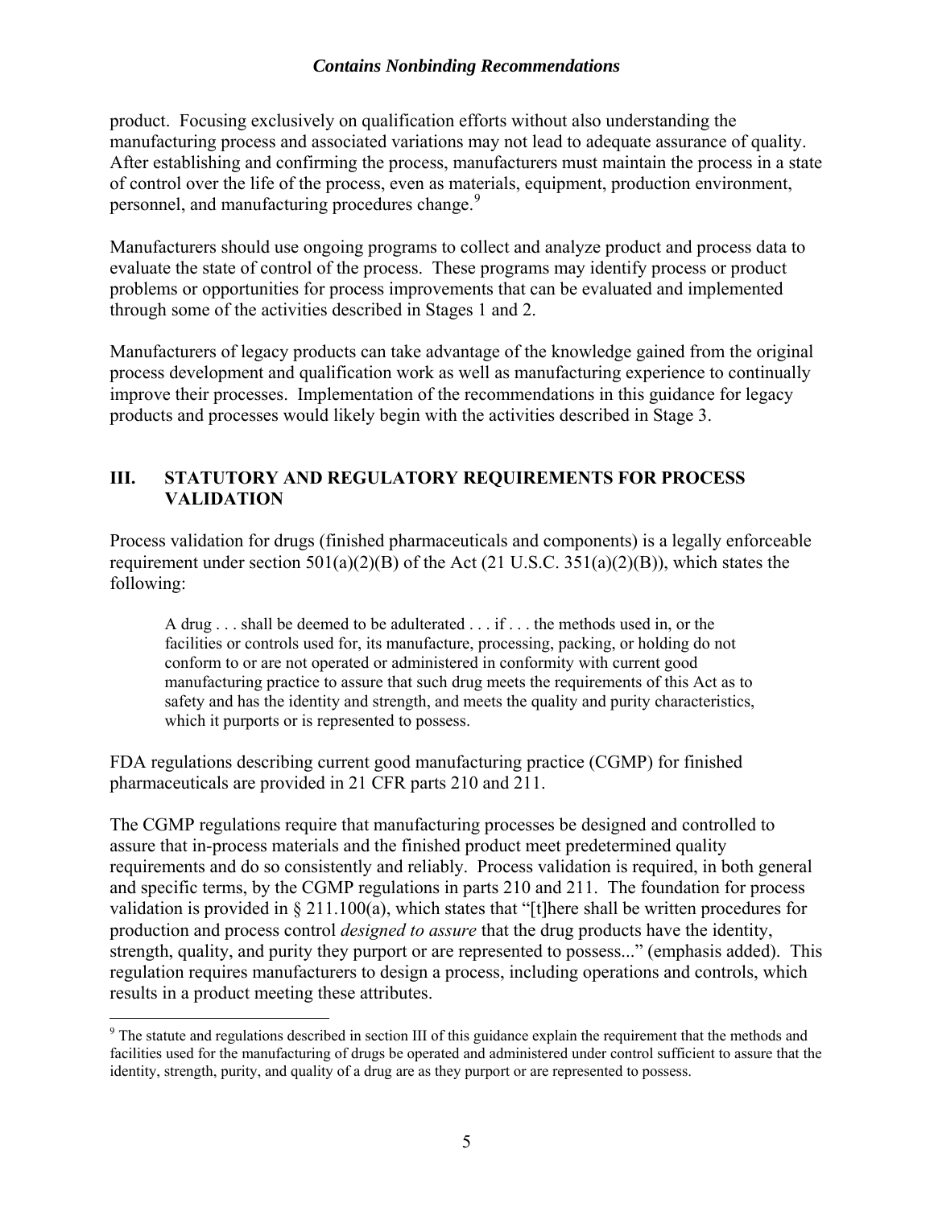product. Focusing exclusively on qualification efforts without also understanding the manufacturing process and associated variations may not lead to adequate assurance of quality. After establishing and confirming the process, manufacturers must maintain the process in a state of control over the life of the process, even as materials, equipment, production environment, personnel, and manufacturing procedures change.[9]

Manufacturers should use ongoing programs to collect and analyze product and process data to evaluate the state of control of the process. These programs may identify process or product problems or opportunities for process improvements that can be evaluated and implemented through some of the activities described in Stages 1 and 2.

Manufacturers of legacy products can take advantage of the knowledge gained from the original process development and qualification work as well as manufacturing experience to continually improve their processes. Implementation of the recommendations in this guidance for legacy products and processes would likely begin with the activities described in Stage 3.

## III. STATUTORY AND REGULATORY REQUIREMENTS FOR PROCESS VALIDATION

Process validation for drugs (finished pharmaceuticals and components) is a legally enforceable requirement under section 501(a)(2)(B) of the Act (21 U.S.C. 351(a)(2)(B)), which states the following:

> A drug . . . shall be deemed to be adulterated . . . if . . . the methods used in, or the facilities or controls used for, its manufacture, processing, packing, or holding do not conform to or are not operated or administered in conformity with current good manufacturing practice to assure that such drug meets the requirements of this Act as to safety and has the identity and strength, and meets the quality and purity characteristics, which it purports or is represented to possess.

FDA regulations describing current good manufacturing practice (CGMP) for finished pharmaceuticals are provided in 21 CFR parts 210 and 211.

The CGMP regulations require that manufacturing processes be designed and controlled to assure that in-process materials and the finished product meet predetermined quality requirements and do so consistently and reliably. Process validation is required, in both general and specific terms, by the CGMP regulations in parts 210 and 211. The foundation for process validation is provided in § 211.100(a), which states that "[t]here shall be written procedures for production and process control *designed to assure* that the drug products have the identity, strength, quality, and purity they purport or are represented to possess..." (emphasis added). This regulation requires manufacturers to design a process, including operations and controls, which results in a product meeting these attributes.

---

[9] The statute and regulations described in section III of this guidance explain the requirement that the methods and facilities used for the manufacturing of drugs be operated and administered under control sufficient to assure that the identity, strength, purity, and quality of a drug are as they purport or are represented to possess.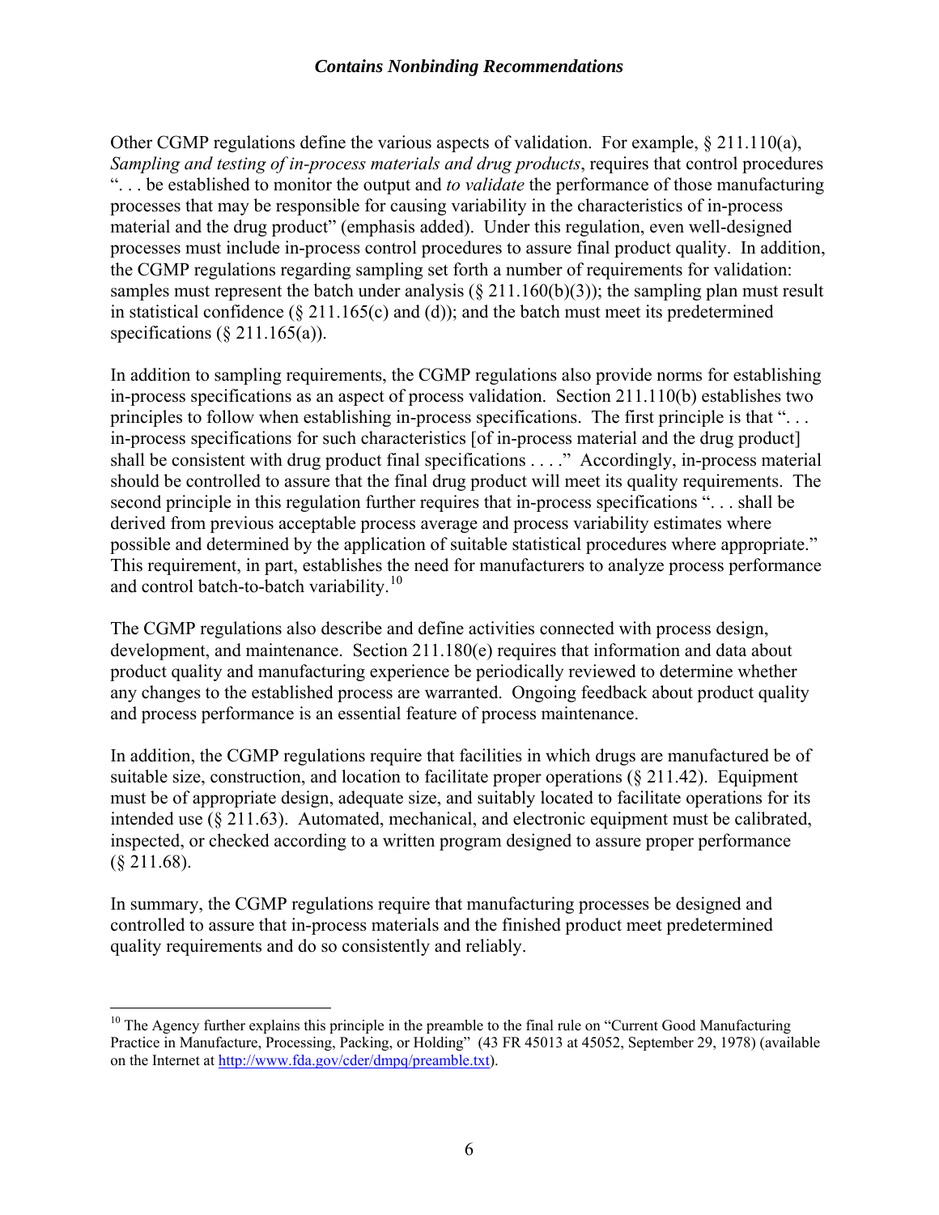Other CGMP regulations define the various aspects of validation. For example, § 211.110(a), *Sampling and testing of in-process materials and drug products*, requires that control procedures ". . . be established to monitor the output and *to validate* the performance of those manufacturing processes that may be responsible for causing variability in the characteristics of in-process material and the drug product" (emphasis added). Under this regulation, even well-designed processes must include in-process control procedures to assure final product quality. In addition, the CGMP regulations regarding sampling set forth a number of requirements for validation: samples must represent the batch under analysis (§ 211.160(b)(3)); the sampling plan must result in statistical confidence (§ 211.165(c) and (d)); and the batch must meet its predetermined specifications (§ 211.165(a)).

In addition to sampling requirements, the CGMP regulations also provide norms for establishing in-process specifications as an aspect of process validation. Section 211.110(b) establishes two principles to follow when establishing in-process specifications. The first principle is that ". . . in-process specifications for such characteristics [of in-process material and the drug product] shall be consistent with drug product final specifications . . . ." Accordingly, in-process material should be controlled to assure that the final drug product will meet its quality requirements. The second principle in this regulation further requires that in-process specifications ". . . shall be derived from previous acceptable process average and process variability estimates where possible and determined by the application of suitable statistical procedures where appropriate." This requirement, in part, establishes the need for manufacturers to analyze process performance and control batch-to-batch variability.[10]

The CGMP regulations also describe and define activities connected with process design, development, and maintenance. Section 211.180(e) requires that information and data about product quality and manufacturing experience be periodically reviewed to determine whether any changes to the established process are warranted. Ongoing feedback about product quality and process performance is an essential feature of process maintenance.

In addition, the CGMP regulations require that facilities in which drugs are manufactured be of suitable size, construction, and location to facilitate proper operations (§ 211.42). Equipment must be of appropriate design, adequate size, and suitably located to facilitate operations for its intended use (§ 211.63). Automated, mechanical, and electronic equipment must be calibrated, inspected, or checked according to a written program designed to assure proper performance (§ 211.68).

In summary, the CGMP regulations require that manufacturing processes be designed and controlled to assure that in-process materials and the finished product meet predetermined quality requirements and do so consistently and reliably.

---

[10] The Agency further explains this principle in the preamble to the final rule on "Current Good Manufacturing Practice in Manufacture, Processing, Packing, or Holding" (43 FR 45013 at 45052, September 29, 1978) (available on the Internet at http://www.fda.gov/cder/dmpq/preamble.txt).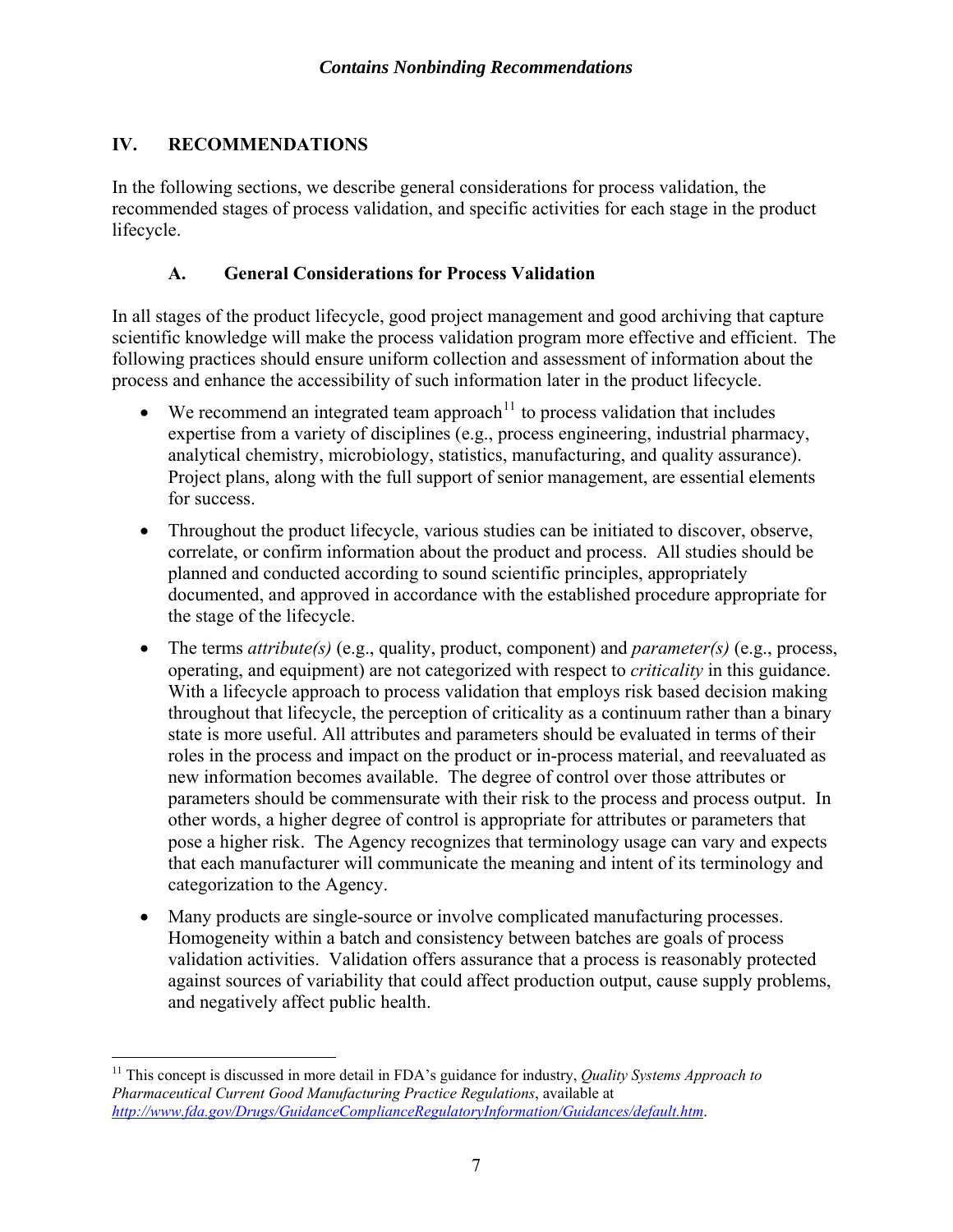## IV. RECOMMENDATIONS

In the following sections, we describe general considerations for process validation, the recommended stages of process validation, and specific activities for each stage in the product lifecycle.

### A. General Considerations for Process Validation

In all stages of the product lifecycle, good project management and good archiving that capture scientific knowledge will make the process validation program more effective and efficient. The following practices should ensure uniform collection and assessment of information about the process and enhance the accessibility of such information later in the product lifecycle.

- We recommend an integrated team approach[11] to process validation that includes expertise from a variety of disciplines (e.g., process engineering, industrial pharmacy, analytical chemistry, microbiology, statistics, manufacturing, and quality assurance). Project plans, along with the full support of senior management, are essential elements for success.

- Throughout the product lifecycle, various studies can be initiated to discover, observe, correlate, or confirm information about the product and process. All studies should be planned and conducted according to sound scientific principles, appropriately documented, and approved in accordance with the established procedure appropriate for the stage of the lifecycle.

- The terms *attribute(s)* (e.g., quality, product, component) and *parameter(s)* (e.g., process, operating, and equipment) are not categorized with respect to *criticality* in this guidance. With a lifecycle approach to process validation that employs risk based decision making throughout that lifecycle, the perception of criticality as a continuum rather than a binary state is more useful. All attributes and parameters should be evaluated in terms of their roles in the process and impact on the product or in-process material, and reevaluated as new information becomes available. The degree of control over those attributes or parameters should be commensurate with their risk to the process and process output. In other words, a higher degree of control is appropriate for attributes or parameters that pose a higher risk. The Agency recognizes that terminology usage can vary and expects that each manufacturer will communicate the meaning and intent of its terminology and categorization to the Agency.

- Many products are single-source or involve complicated manufacturing processes. Homogeneity within a batch and consistency between batches are goals of process validation activities. Validation offers assurance that a process is reasonably protected against sources of variability that could affect production output, cause supply problems, and negatively affect public health.

---

[11] This concept is discussed in more detail in FDA's guidance for industry, *Quality Systems Approach to Pharmaceutical Current Good Manufacturing Practice Regulations*, available at *http://www.fda.gov/Drugs/GuidanceComplianceRegulatoryInformation/Guidances/default.htm*.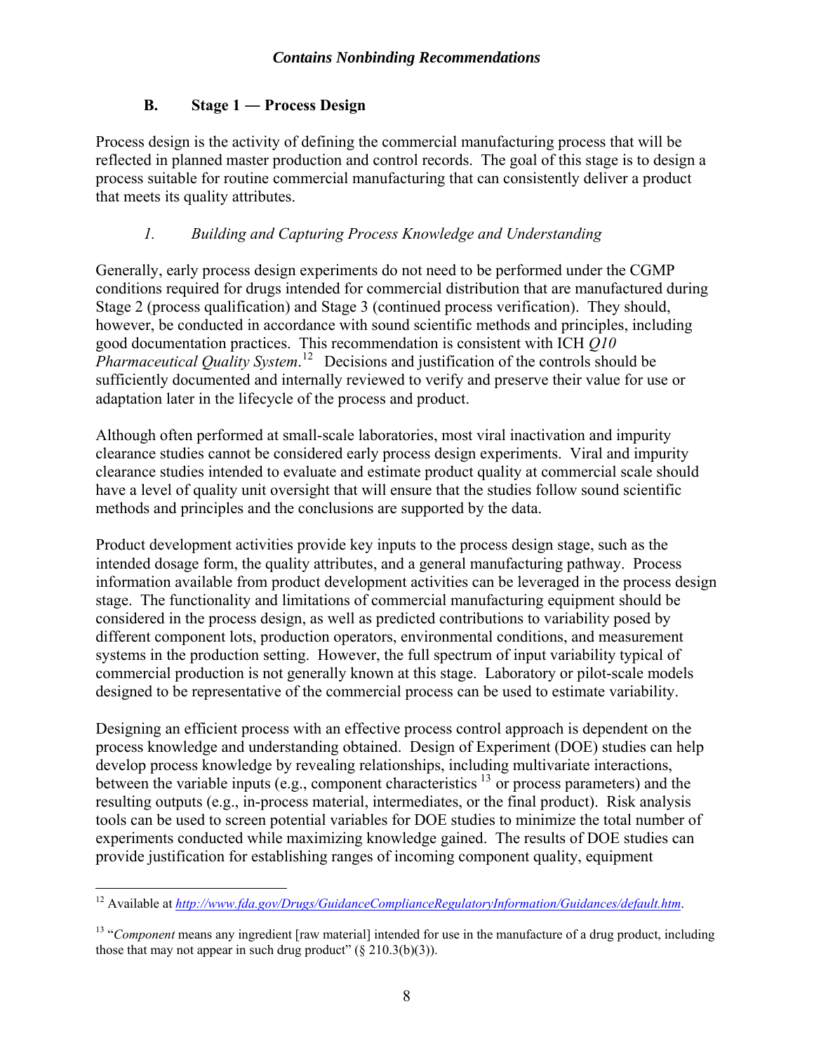## B. Stage 1 — Process Design

Process design is the activity of defining the commercial manufacturing process that will be reflected in planned master production and control records. The goal of this stage is to design a process suitable for routine commercial manufacturing that can consistently deliver a product that meets its quality attributes.

### *1. Building and Capturing Process Knowledge and Understanding*

Generally, early process design experiments do not need to be performed under the CGMP conditions required for drugs intended for commercial distribution that are manufactured during Stage 2 (process qualification) and Stage 3 (continued process verification). They should, however, be conducted in accordance with sound scientific methods and principles, including good documentation practices. This recommendation is consistent with ICH *Q10 Pharmaceutical Quality System*.[12] Decisions and justification of the controls should be sufficiently documented and internally reviewed to verify and preserve their value for use or adaptation later in the lifecycle of the process and product.

Although often performed at small-scale laboratories, most viral inactivation and impurity clearance studies cannot be considered early process design experiments. Viral and impurity clearance studies intended to evaluate and estimate product quality at commercial scale should have a level of quality unit oversight that will ensure that the studies follow sound scientific methods and principles and the conclusions are supported by the data.

Product development activities provide key inputs to the process design stage, such as the intended dosage form, the quality attributes, and a general manufacturing pathway. Process information available from product development activities can be leveraged in the process design stage. The functionality and limitations of commercial manufacturing equipment should be considered in the process design, as well as predicted contributions to variability posed by different component lots, production operators, environmental conditions, and measurement systems in the production setting. However, the full spectrum of input variability typical of commercial production is not generally known at this stage. Laboratory or pilot-scale models designed to be representative of the commercial process can be used to estimate variability.

Designing an efficient process with an effective process control approach is dependent on the process knowledge and understanding obtained. Design of Experiment (DOE) studies can help develop process knowledge by revealing relationships, including multivariate interactions, between the variable inputs (e.g., component characteristics [13] or process parameters) and the resulting outputs (e.g., in-process material, intermediates, or the final product). Risk analysis tools can be used to screen potential variables for DOE studies to minimize the total number of experiments conducted while maximizing knowledge gained. The results of DOE studies can provide justification for establishing ranges of incoming component quality, equipment

---

[12] Available at *http://www.fda.gov/Drugs/GuidanceComplianceRegulatoryInformation/Guidances/default.htm*.

[13] "*Component* means any ingredient [raw material] intended for use in the manufacture of a drug product, including those that may not appear in such drug product" (§ 210.3(b)(3)).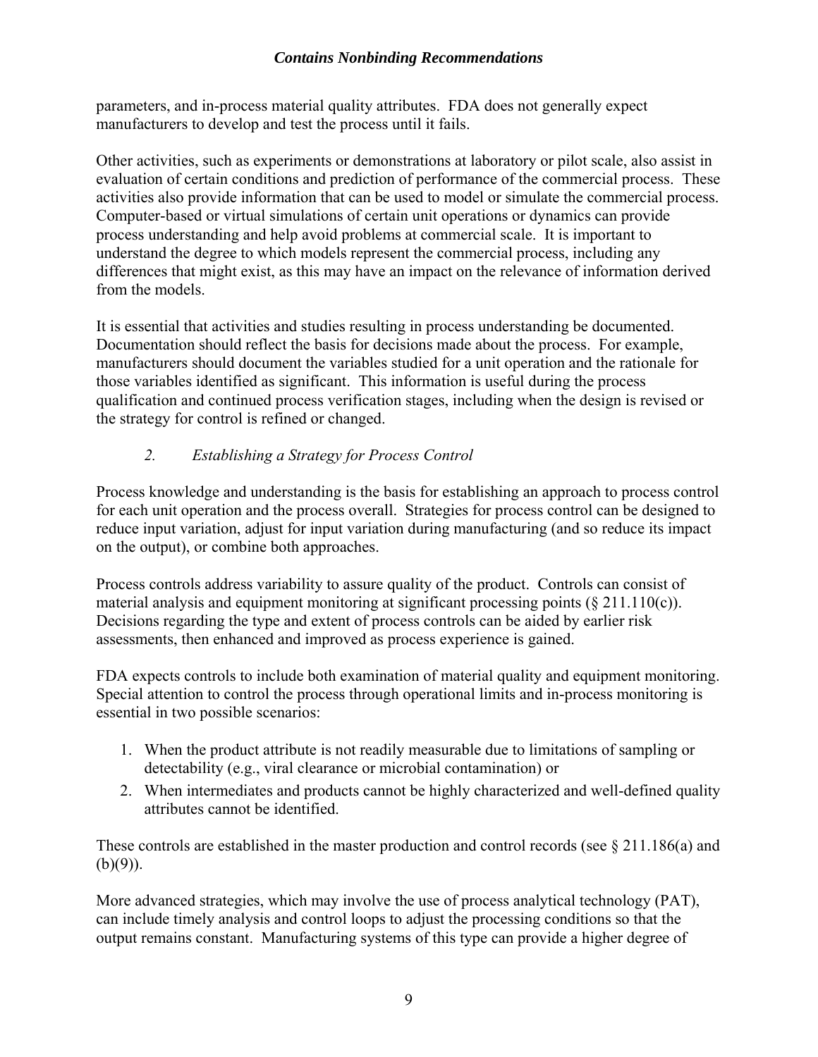parameters, and in-process material quality attributes. FDA does not generally expect manufacturers to develop and test the process until it fails.

Other activities, such as experiments or demonstrations at laboratory or pilot scale, also assist in evaluation of certain conditions and prediction of performance of the commercial process. These activities also provide information that can be used to model or simulate the commercial process. Computer-based or virtual simulations of certain unit operations or dynamics can provide process understanding and help avoid problems at commercial scale. It is important to understand the degree to which models represent the commercial process, including any differences that might exist, as this may have an impact on the relevance of information derived from the models.

It is essential that activities and studies resulting in process understanding be documented. Documentation should reflect the basis for decisions made about the process. For example, manufacturers should document the variables studied for a unit operation and the rationale for those variables identified as significant. This information is useful during the process qualification and continued process verification stages, including when the design is revised or the strategy for control is refined or changed.

### *2. Establishing a Strategy for Process Control*

Process knowledge and understanding is the basis for establishing an approach to process control for each unit operation and the process overall. Strategies for process control can be designed to reduce input variation, adjust for input variation during manufacturing (and so reduce its impact on the output), or combine both approaches.

Process controls address variability to assure quality of the product. Controls can consist of material analysis and equipment monitoring at significant processing points (§ 211.110(c)). Decisions regarding the type and extent of process controls can be aided by earlier risk assessments, then enhanced and improved as process experience is gained.

FDA expects controls to include both examination of material quality and equipment monitoring. Special attention to control the process through operational limits and in-process monitoring is essential in two possible scenarios:

1. When the product attribute is not readily measurable due to limitations of sampling or detectability (e.g., viral clearance or microbial contamination) or
2. When intermediates and products cannot be highly characterized and well-defined quality attributes cannot be identified.

These controls are established in the master production and control records (see § 211.186(a) and (b)(9)).

More advanced strategies, which may involve the use of process analytical technology (PAT), can include timely analysis and control loops to adjust the processing conditions so that the output remains constant. Manufacturing systems of this type can provide a higher degree of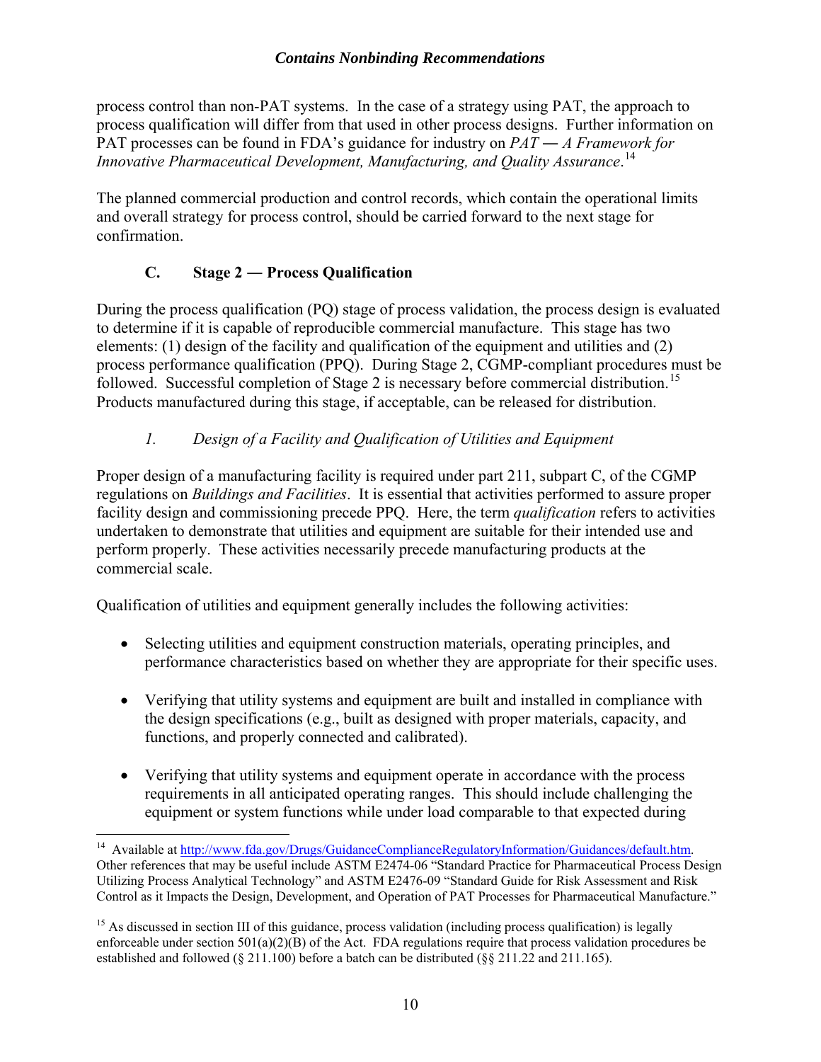process control than non-PAT systems. In the case of a strategy using PAT, the approach to process qualification will differ from that used in other process designs. Further information on PAT processes can be found in FDA's guidance for industry on *PAT — A Framework for Innovative Pharmaceutical Development, Manufacturing, and Quality Assurance*.[14]

The planned commercial production and control records, which contain the operational limits and overall strategy for process control, should be carried forward to the next stage for confirmation.

### C. Stage 2 — Process Qualification

During the process qualification (PQ) stage of process validation, the process design is evaluated to determine if it is capable of reproducible commercial manufacture. This stage has two elements: (1) design of the facility and qualification of the equipment and utilities and (2) process performance qualification (PPQ). During Stage 2, CGMP-compliant procedures must be followed. Successful completion of Stage 2 is necessary before commercial distribution.[15] Products manufactured during this stage, if acceptable, can be released for distribution.

#### *1. Design of a Facility and Qualification of Utilities and Equipment*

Proper design of a manufacturing facility is required under part 211, subpart C, of the CGMP regulations on *Buildings and Facilities*. It is essential that activities performed to assure proper facility design and commissioning precede PPQ. Here, the term *qualification* refers to activities undertaken to demonstrate that utilities and equipment are suitable for their intended use and perform properly. These activities necessarily precede manufacturing products at the commercial scale.

Qualification of utilities and equipment generally includes the following activities:

- Selecting utilities and equipment construction materials, operating principles, and performance characteristics based on whether they are appropriate for their specific uses.

- Verifying that utility systems and equipment are built and installed in compliance with the design specifications (e.g., built as designed with proper materials, capacity, and functions, and properly connected and calibrated).

- Verifying that utility systems and equipment operate in accordance with the process requirements in all anticipated operating ranges. This should include challenging the equipment or system functions while under load comparable to that expected during

---

[14] Available at http://www.fda.gov/Drugs/GuidanceComplianceRegulatoryInformation/Guidances/default.htm. Other references that may be useful include ASTM E2474-06 "Standard Practice for Pharmaceutical Process Design Utilizing Process Analytical Technology" and ASTM E2476-09 "Standard Guide for Risk Assessment and Risk Control as it Impacts the Design, Development, and Operation of PAT Processes for Pharmaceutical Manufacture."

[15] As discussed in section III of this guidance, process validation (including process qualification) is legally enforceable under section 501(a)(2)(B) of the Act. FDA regulations require that process validation procedures be established and followed (§ 211.100) before a batch can be distributed (§§ 211.22 and 211.165).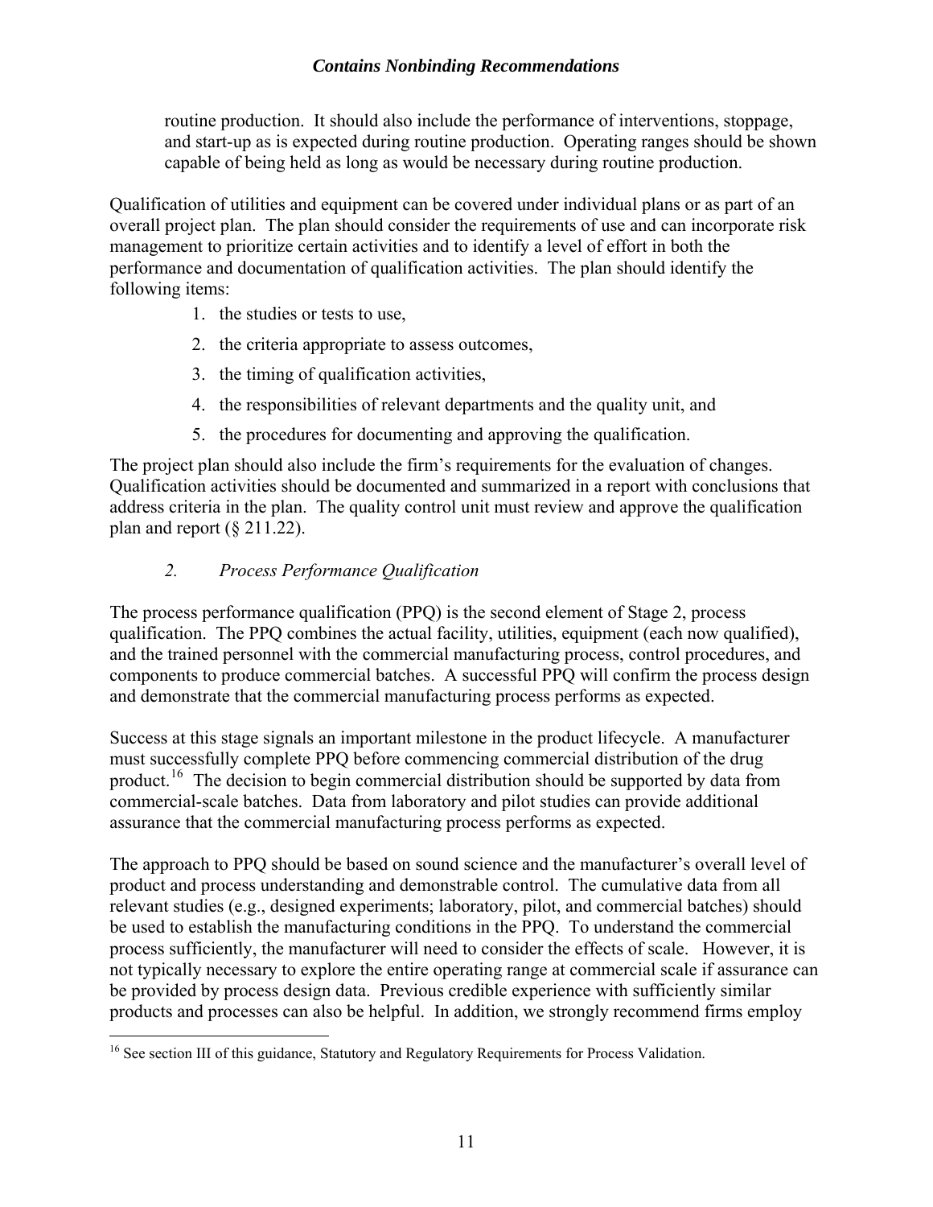routine production. It should also include the performance of interventions, stoppage, and start-up as is expected during routine production. Operating ranges should be shown capable of being held as long as would be necessary during routine production.

Qualification of utilities and equipment can be covered under individual plans or as part of an overall project plan. The plan should consider the requirements of use and can incorporate risk management to prioritize certain activities and to identify a level of effort in both the performance and documentation of qualification activities. The plan should identify the following items:

1. the studies or tests to use,
2. the criteria appropriate to assess outcomes,
3. the timing of qualification activities,
4. the responsibilities of relevant departments and the quality unit, and
5. the procedures for documenting and approving the qualification.

The project plan should also include the firm's requirements for the evaluation of changes. Qualification activities should be documented and summarized in a report with conclusions that address criteria in the plan. The quality control unit must review and approve the qualification plan and report (§ 211.22).

### *2. Process Performance Qualification*

The process performance qualification (PPQ) is the second element of Stage 2, process qualification. The PPQ combines the actual facility, utilities, equipment (each now qualified), and the trained personnel with the commercial manufacturing process, control procedures, and components to produce commercial batches. A successful PPQ will confirm the process design and demonstrate that the commercial manufacturing process performs as expected.

Success at this stage signals an important milestone in the product lifecycle. A manufacturer must successfully complete PPQ before commencing commercial distribution of the drug product.[16] The decision to begin commercial distribution should be supported by data from commercial-scale batches. Data from laboratory and pilot studies can provide additional assurance that the commercial manufacturing process performs as expected.

The approach to PPQ should be based on sound science and the manufacturer's overall level of product and process understanding and demonstrable control. The cumulative data from all relevant studies (e.g., designed experiments; laboratory, pilot, and commercial batches) should be used to establish the manufacturing conditions in the PPQ. To understand the commercial process sufficiently, the manufacturer will need to consider the effects of scale. However, it is not typically necessary to explore the entire operating range at commercial scale if assurance can be provided by process design data. Previous credible experience with sufficiently similar products and processes can also be helpful. In addition, we strongly recommend firms employ

---

[16] See section III of this guidance, Statutory and Regulatory Requirements for Process Validation.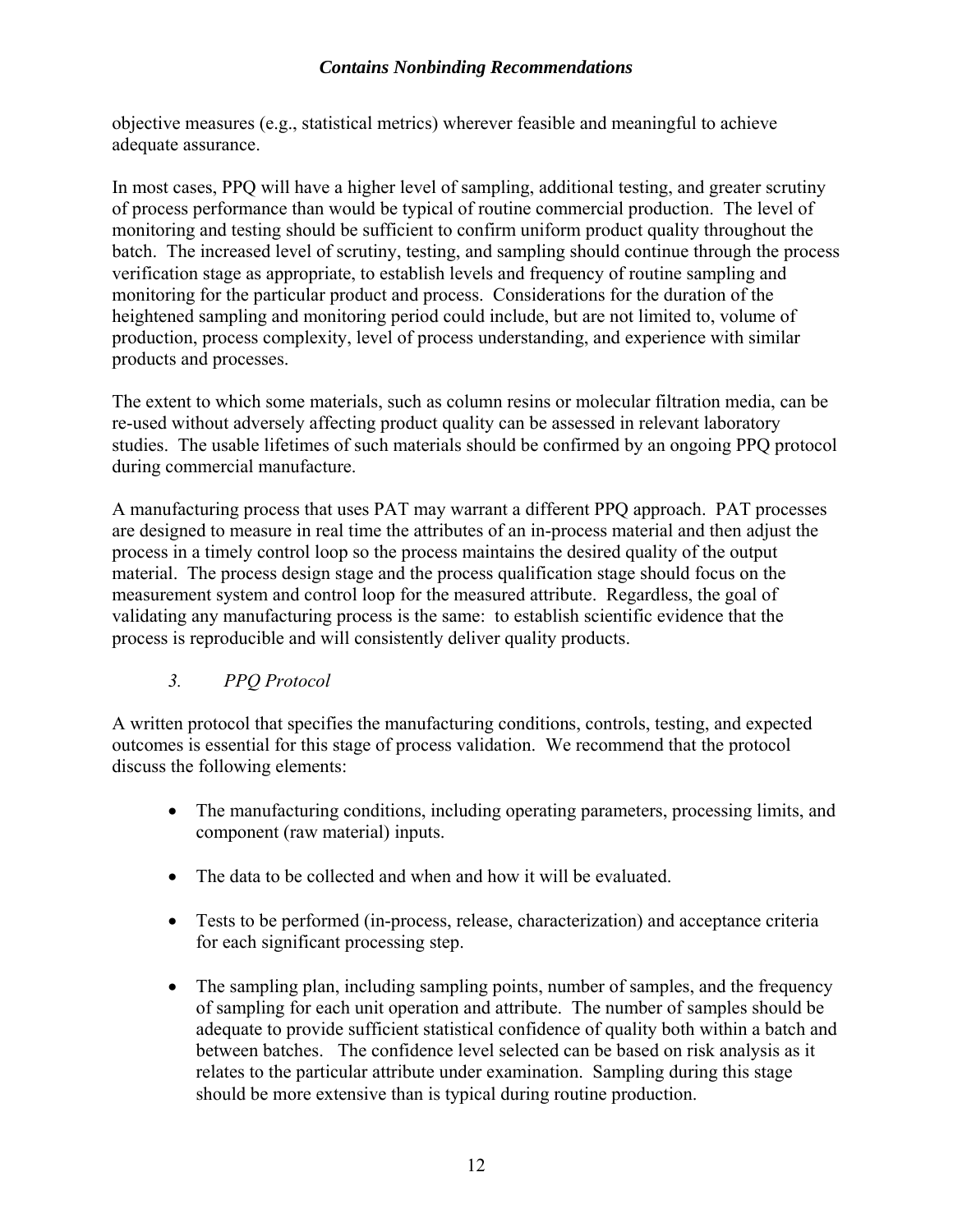objective measures (e.g., statistical metrics) wherever feasible and meaningful to achieve adequate assurance.

In most cases, PPQ will have a higher level of sampling, additional testing, and greater scrutiny of process performance than would be typical of routine commercial production. The level of monitoring and testing should be sufficient to confirm uniform product quality throughout the batch. The increased level of scrutiny, testing, and sampling should continue through the process verification stage as appropriate, to establish levels and frequency of routine sampling and monitoring for the particular product and process. Considerations for the duration of the heightened sampling and monitoring period could include, but are not limited to, volume of production, process complexity, level of process understanding, and experience with similar products and processes.

The extent to which some materials, such as column resins or molecular filtration media, can be re-used without adversely affecting product quality can be assessed in relevant laboratory studies. The usable lifetimes of such materials should be confirmed by an ongoing PPQ protocol during commercial manufacture.

A manufacturing process that uses PAT may warrant a different PPQ approach. PAT processes are designed to measure in real time the attributes of an in-process material and then adjust the process in a timely control loop so the process maintains the desired quality of the output material. The process design stage and the process qualification stage should focus on the measurement system and control loop for the measured attribute. Regardless, the goal of validating any manufacturing process is the same: to establish scientific evidence that the process is reproducible and will consistently deliver quality products.

### *3. PPQ Protocol*

A written protocol that specifies the manufacturing conditions, controls, testing, and expected outcomes is essential for this stage of process validation. We recommend that the protocol discuss the following elements:

- The manufacturing conditions, including operating parameters, processing limits, and component (raw material) inputs.
- The data to be collected and when and how it will be evaluated.
- Tests to be performed (in-process, release, characterization) and acceptance criteria for each significant processing step.
- The sampling plan, including sampling points, number of samples, and the frequency of sampling for each unit operation and attribute. The number of samples should be adequate to provide sufficient statistical confidence of quality both within a batch and between batches. The confidence level selected can be based on risk analysis as it relates to the particular attribute under examination. Sampling during this stage should be more extensive than is typical during routine production.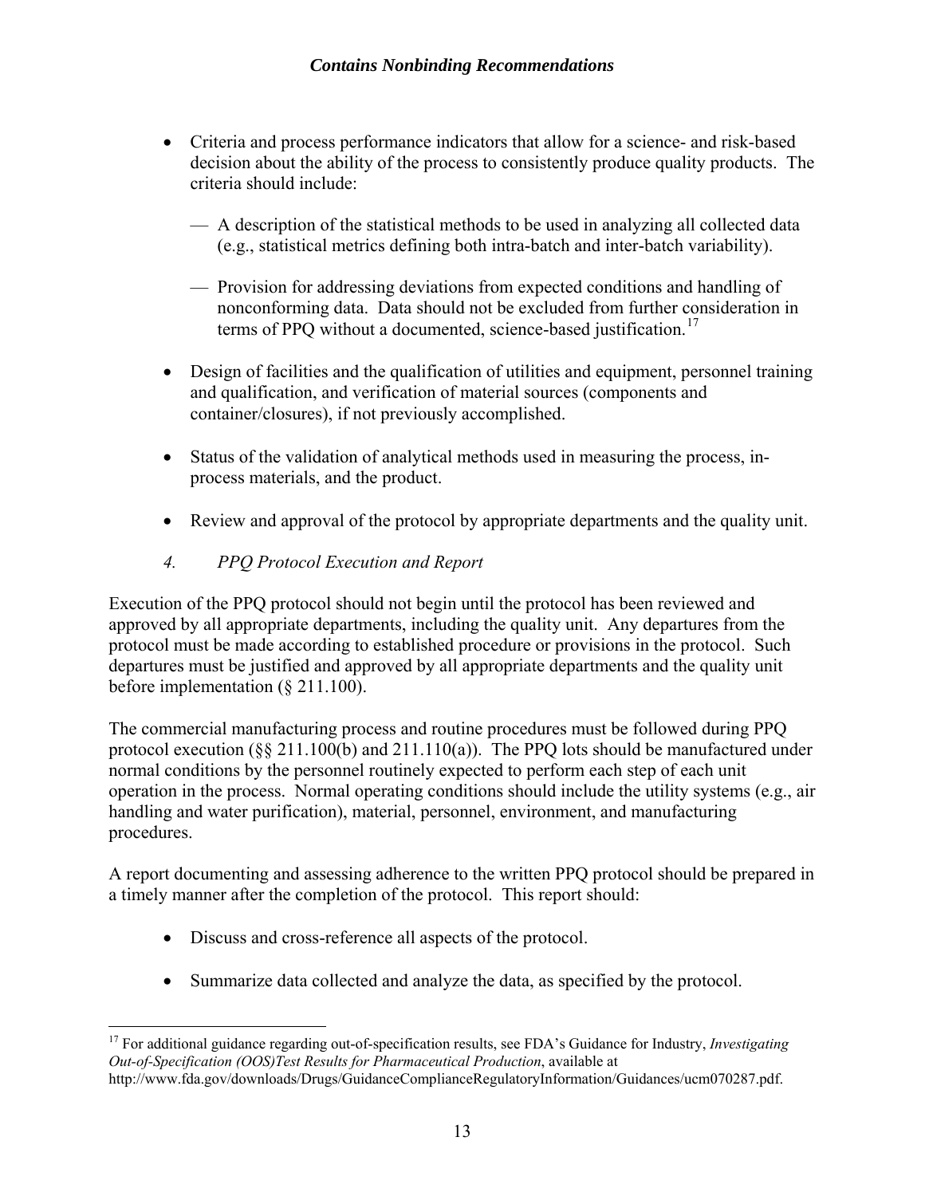- Criteria and process performance indicators that allow for a science- and risk-based decision about the ability of the process to consistently produce quality products. The criteria should include:
  - A description of the statistical methods to be used in analyzing all collected data (e.g., statistical metrics defining both intra-batch and inter-batch variability).
  - Provision for addressing deviations from expected conditions and handling of nonconforming data. Data should not be excluded from further consideration in terms of PPQ without a documented, science-based justification.[17]
- Design of facilities and the qualification of utilities and equipment, personnel training and qualification, and verification of material sources (components and container/closures), if not previously accomplished.
- Status of the validation of analytical methods used in measuring the process, in-process materials, and the product.
- Review and approval of the protocol by appropriate departments and the quality unit.

### *4. PPQ Protocol Execution and Report*

Execution of the PPQ protocol should not begin until the protocol has been reviewed and approved by all appropriate departments, including the quality unit. Any departures from the protocol must be made according to established procedure or provisions in the protocol. Such departures must be justified and approved by all appropriate departments and the quality unit before implementation (§ 211.100).

The commercial manufacturing process and routine procedures must be followed during PPQ protocol execution (§§ 211.100(b) and 211.110(a)). The PPQ lots should be manufactured under normal conditions by the personnel routinely expected to perform each step of each unit operation in the process. Normal operating conditions should include the utility systems (e.g., air handling and water purification), material, personnel, environment, and manufacturing procedures.

A report documenting and assessing adherence to the written PPQ protocol should be prepared in a timely manner after the completion of the protocol. This report should:

- Discuss and cross-reference all aspects of the protocol.
- Summarize data collected and analyze the data, as specified by the protocol.

---

[17] For additional guidance regarding out-of-specification results, see FDA's Guidance for Industry, *Investigating Out-of-Specification (OOS)Test Results for Pharmaceutical Production*, available at http://www.fda.gov/downloads/Drugs/GuidanceComplianceRegulatoryInformation/Guidances/ucm070287.pdf.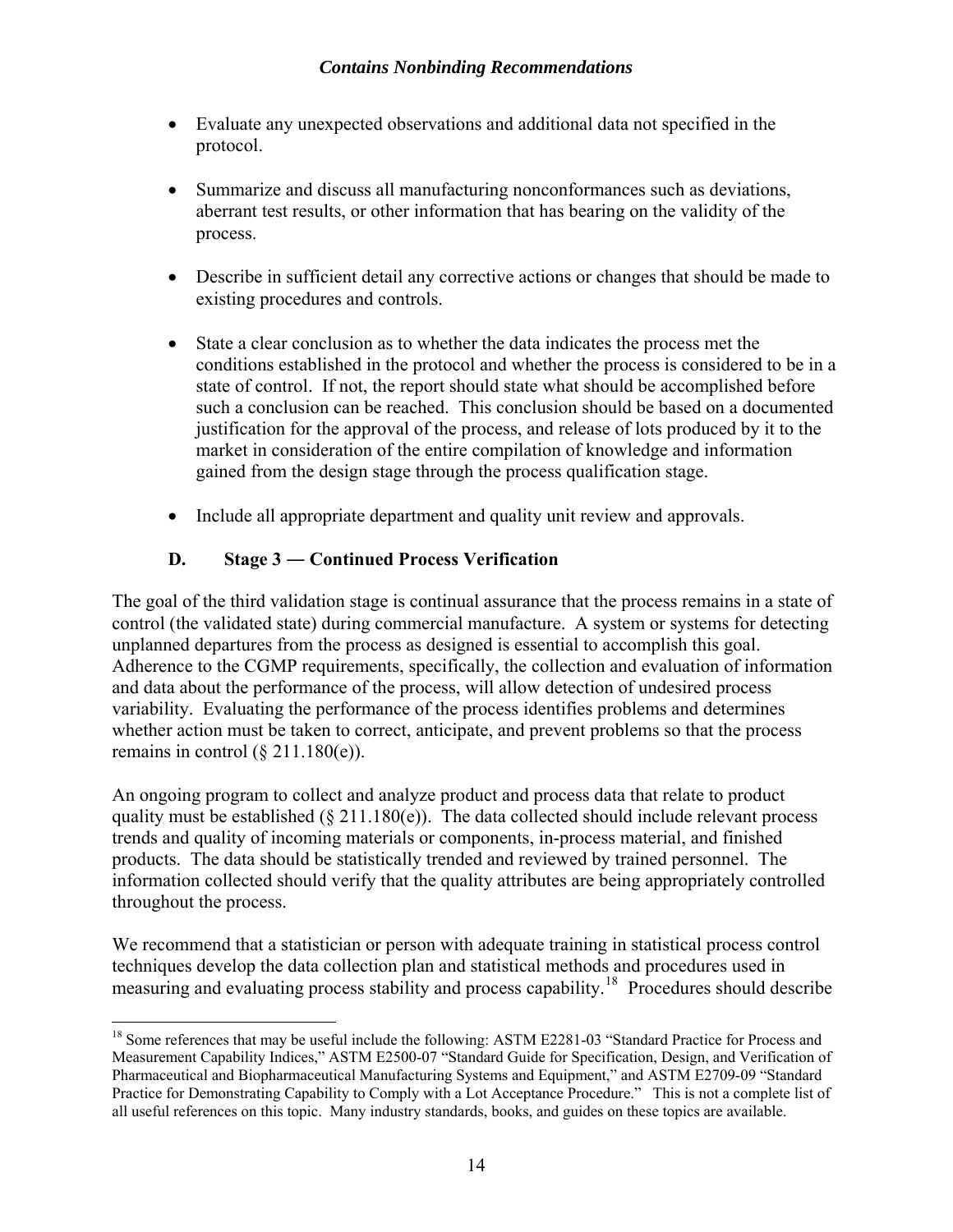- Evaluate any unexpected observations and additional data not specified in the protocol.

- Summarize and discuss all manufacturing nonconformances such as deviations, aberrant test results, or other information that has bearing on the validity of the process.

- Describe in sufficient detail any corrective actions or changes that should be made to existing procedures and controls.

- State a clear conclusion as to whether the data indicates the process met the conditions established in the protocol and whether the process is considered to be in a state of control. If not, the report should state what should be accomplished before such a conclusion can be reached. This conclusion should be based on a documented justification for the approval of the process, and release of lots produced by it to the market in consideration of the entire compilation of knowledge and information gained from the design stage through the process qualification stage.

- Include all appropriate department and quality unit review and approvals.

### D. Stage 3 — Continued Process Verification

The goal of the third validation stage is continual assurance that the process remains in a state of control (the validated state) during commercial manufacture. A system or systems for detecting unplanned departures from the process as designed is essential to accomplish this goal. Adherence to the CGMP requirements, specifically, the collection and evaluation of information and data about the performance of the process, will allow detection of undesired process variability. Evaluating the performance of the process identifies problems and determines whether action must be taken to correct, anticipate, and prevent problems so that the process remains in control (§ 211.180(e)).

An ongoing program to collect and analyze product and process data that relate to product quality must be established (§ 211.180(e)). The data collected should include relevant process trends and quality of incoming materials or components, in-process material, and finished products. The data should be statistically trended and reviewed by trained personnel. The information collected should verify that the quality attributes are being appropriately controlled throughout the process.

We recommend that a statistician or person with adequate training in statistical process control techniques develop the data collection plan and statistical methods and procedures used in measuring and evaluating process stability and process capability.[18] Procedures should describe

---

[18] Some references that may be useful include the following: ASTM E2281-03 "Standard Practice for Process and Measurement Capability Indices," ASTM E2500-07 "Standard Guide for Specification, Design, and Verification of Pharmaceutical and Biopharmaceutical Manufacturing Systems and Equipment," and ASTM E2709-09 "Standard Practice for Demonstrating Capability to Comply with a Lot Acceptance Procedure." This is not a complete list of all useful references on this topic. Many industry standards, books, and guides on these topics are available.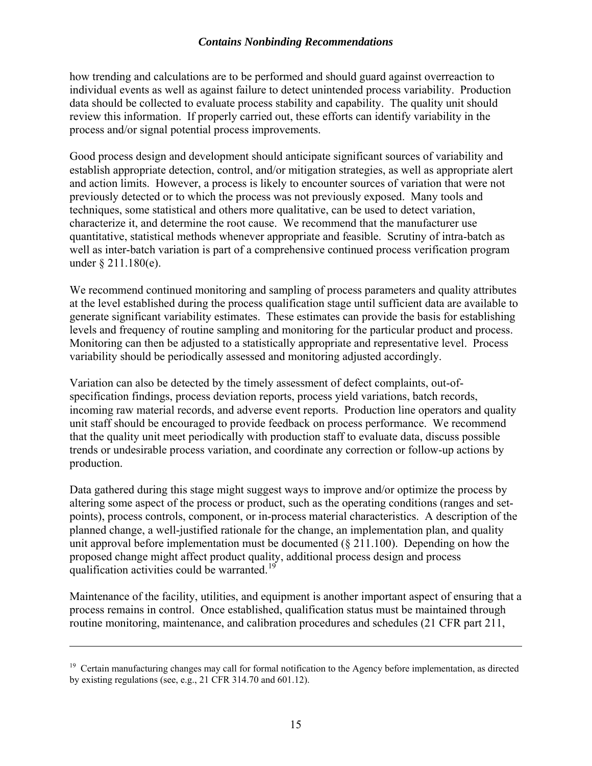how trending and calculations are to be performed and should guard against overreaction to individual events as well as against failure to detect unintended process variability. Production data should be collected to evaluate process stability and capability. The quality unit should review this information. If properly carried out, these efforts can identify variability in the process and/or signal potential process improvements.

Good process design and development should anticipate significant sources of variability and establish appropriate detection, control, and/or mitigation strategies, as well as appropriate alert and action limits. However, a process is likely to encounter sources of variation that were not previously detected or to which the process was not previously exposed. Many tools and techniques, some statistical and others more qualitative, can be used to detect variation, characterize it, and determine the root cause. We recommend that the manufacturer use quantitative, statistical methods whenever appropriate and feasible. Scrutiny of intra-batch as well as inter-batch variation is part of a comprehensive continued process verification program under § 211.180(e).

We recommend continued monitoring and sampling of process parameters and quality attributes at the level established during the process qualification stage until sufficient data are available to generate significant variability estimates. These estimates can provide the basis for establishing levels and frequency of routine sampling and monitoring for the particular product and process. Monitoring can then be adjusted to a statistically appropriate and representative level. Process variability should be periodically assessed and monitoring adjusted accordingly.

Variation can also be detected by the timely assessment of defect complaints, out-of-specification findings, process deviation reports, process yield variations, batch records, incoming raw material records, and adverse event reports. Production line operators and quality unit staff should be encouraged to provide feedback on process performance. We recommend that the quality unit meet periodically with production staff to evaluate data, discuss possible trends or undesirable process variation, and coordinate any correction or follow-up actions by production.

Data gathered during this stage might suggest ways to improve and/or optimize the process by altering some aspect of the process or product, such as the operating conditions (ranges and set-points), process controls, component, or in-process material characteristics. A description of the planned change, a well-justified rationale for the change, an implementation plan, and quality unit approval before implementation must be documented (§ 211.100). Depending on how the proposed change might affect product quality, additional process design and process qualification activities could be warranted.[19]

Maintenance of the facility, utilities, and equipment is another important aspect of ensuring that a process remains in control. Once established, qualification status must be maintained through routine monitoring, maintenance, and calibration procedures and schedules (21 CFR part 211,

---

[19] Certain manufacturing changes may call for formal notification to the Agency before implementation, as directed by existing regulations (see, e.g., 21 CFR 314.70 and 601.12).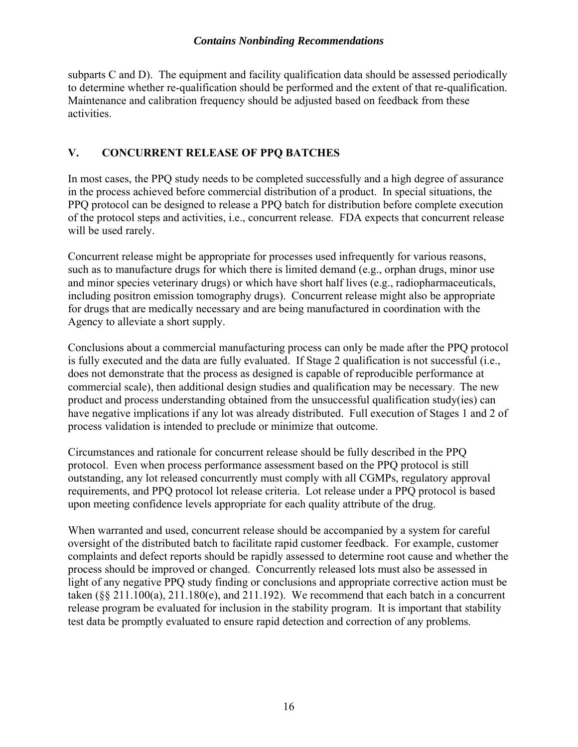subparts C and D). The equipment and facility qualification data should be assessed periodically to determine whether re-qualification should be performed and the extent of that re-qualification. Maintenance and calibration frequency should be adjusted based on feedback from these activities.

## V. CONCURRENT RELEASE OF PPQ BATCHES

In most cases, the PPQ study needs to be completed successfully and a high degree of assurance in the process achieved before commercial distribution of a product. In special situations, the PPQ protocol can be designed to release a PPQ batch for distribution before complete execution of the protocol steps and activities, i.e., concurrent release. FDA expects that concurrent release will be used rarely.

Concurrent release might be appropriate for processes used infrequently for various reasons, such as to manufacture drugs for which there is limited demand (e.g., orphan drugs, minor use and minor species veterinary drugs) or which have short half lives (e.g., radiopharmaceuticals, including positron emission tomography drugs). Concurrent release might also be appropriate for drugs that are medically necessary and are being manufactured in coordination with the Agency to alleviate a short supply.

Conclusions about a commercial manufacturing process can only be made after the PPQ protocol is fully executed and the data are fully evaluated. If Stage 2 qualification is not successful (i.e., does not demonstrate that the process as designed is capable of reproducible performance at commercial scale), then additional design studies and qualification may be necessary. The new product and process understanding obtained from the unsuccessful qualification study(ies) can have negative implications if any lot was already distributed. Full execution of Stages 1 and 2 of process validation is intended to preclude or minimize that outcome.

Circumstances and rationale for concurrent release should be fully described in the PPQ protocol. Even when process performance assessment based on the PPQ protocol is still outstanding, any lot released concurrently must comply with all CGMPs, regulatory approval requirements, and PPQ protocol lot release criteria. Lot release under a PPQ protocol is based upon meeting confidence levels appropriate for each quality attribute of the drug.

When warranted and used, concurrent release should be accompanied by a system for careful oversight of the distributed batch to facilitate rapid customer feedback. For example, customer complaints and defect reports should be rapidly assessed to determine root cause and whether the process should be improved or changed. Concurrently released lots must also be assessed in light of any negative PPQ study finding or conclusions and appropriate corrective action must be taken (§§ 211.100(a), 211.180(e), and 211.192). We recommend that each batch in a concurrent release program be evaluated for inclusion in the stability program. It is important that stability test data be promptly evaluated to ensure rapid detection and correction of any problems.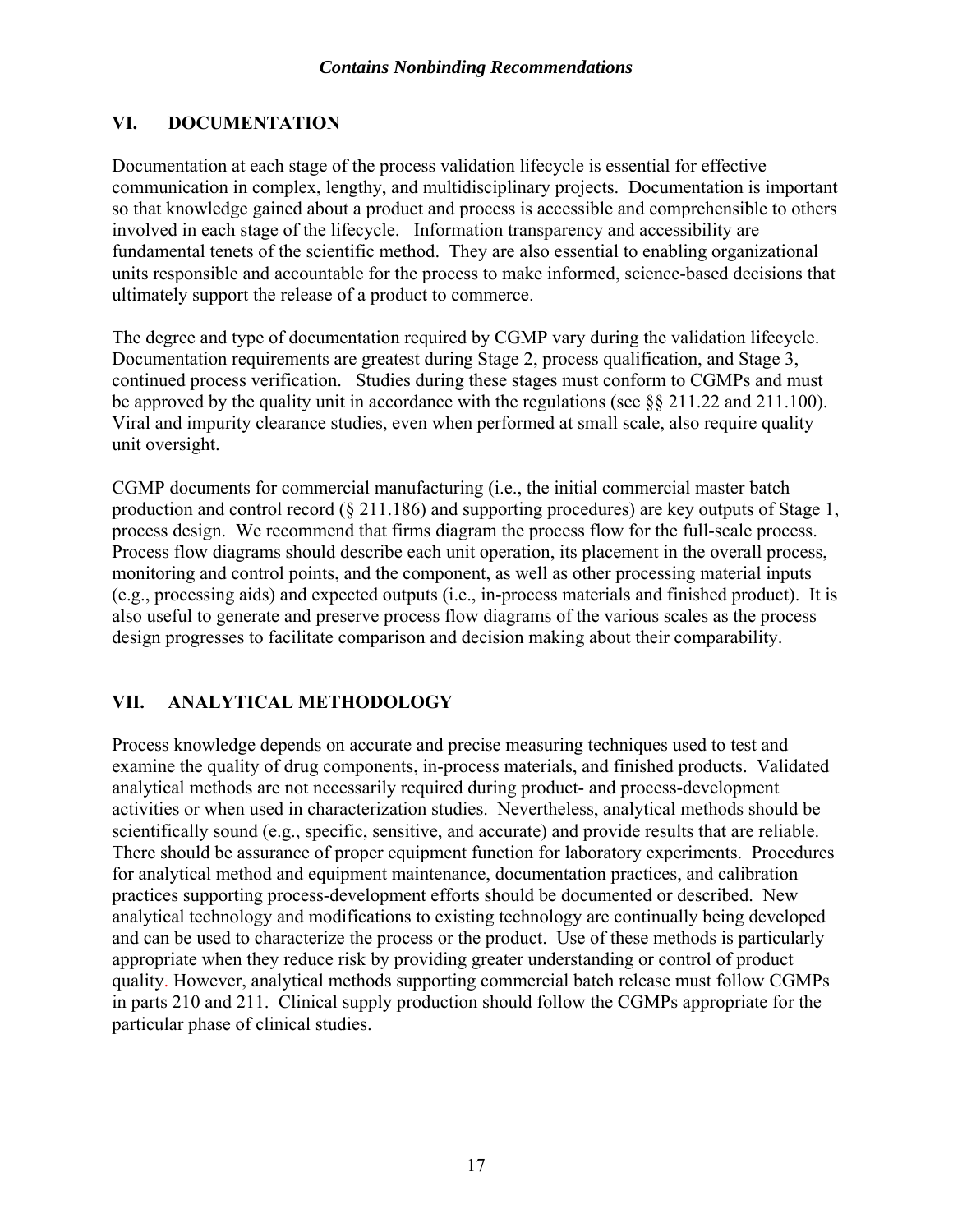## VI. DOCUMENTATION

Documentation at each stage of the process validation lifecycle is essential for effective communication in complex, lengthy, and multidisciplinary projects. Documentation is important so that knowledge gained about a product and process is accessible and comprehensible to others involved in each stage of the lifecycle. Information transparency and accessibility are fundamental tenets of the scientific method. They are also essential to enabling organizational units responsible and accountable for the process to make informed, science-based decisions that ultimately support the release of a product to commerce.

The degree and type of documentation required by CGMP vary during the validation lifecycle. Documentation requirements are greatest during Stage 2, process qualification, and Stage 3, continued process verification. Studies during these stages must conform to CGMPs and must be approved by the quality unit in accordance with the regulations (see §§ 211.22 and 211.100). Viral and impurity clearance studies, even when performed at small scale, also require quality unit oversight.

CGMP documents for commercial manufacturing (i.e., the initial commercial master batch production and control record (§ 211.186) and supporting procedures) are key outputs of Stage 1, process design. We recommend that firms diagram the process flow for the full-scale process. Process flow diagrams should describe each unit operation, its placement in the overall process, monitoring and control points, and the component, as well as other processing material inputs (e.g., processing aids) and expected outputs (i.e., in-process materials and finished product). It is also useful to generate and preserve process flow diagrams of the various scales as the process design progresses to facilitate comparison and decision making about their comparability.

## VII. ANALYTICAL METHODOLOGY

Process knowledge depends on accurate and precise measuring techniques used to test and examine the quality of drug components, in-process materials, and finished products. Validated analytical methods are not necessarily required during product- and process-development activities or when used in characterization studies. Nevertheless, analytical methods should be scientifically sound (e.g., specific, sensitive, and accurate) and provide results that are reliable. There should be assurance of proper equipment function for laboratory experiments. Procedures for analytical method and equipment maintenance, documentation practices, and calibration practices supporting process-development efforts should be documented or described. New analytical technology and modifications to existing technology are continually being developed and can be used to characterize the process or the product. Use of these methods is particularly appropriate when they reduce risk by providing greater understanding or control of product quality. However, analytical methods supporting commercial batch release must follow CGMPs in parts 210 and 211. Clinical supply production should follow the CGMPs appropriate for the particular phase of clinical studies.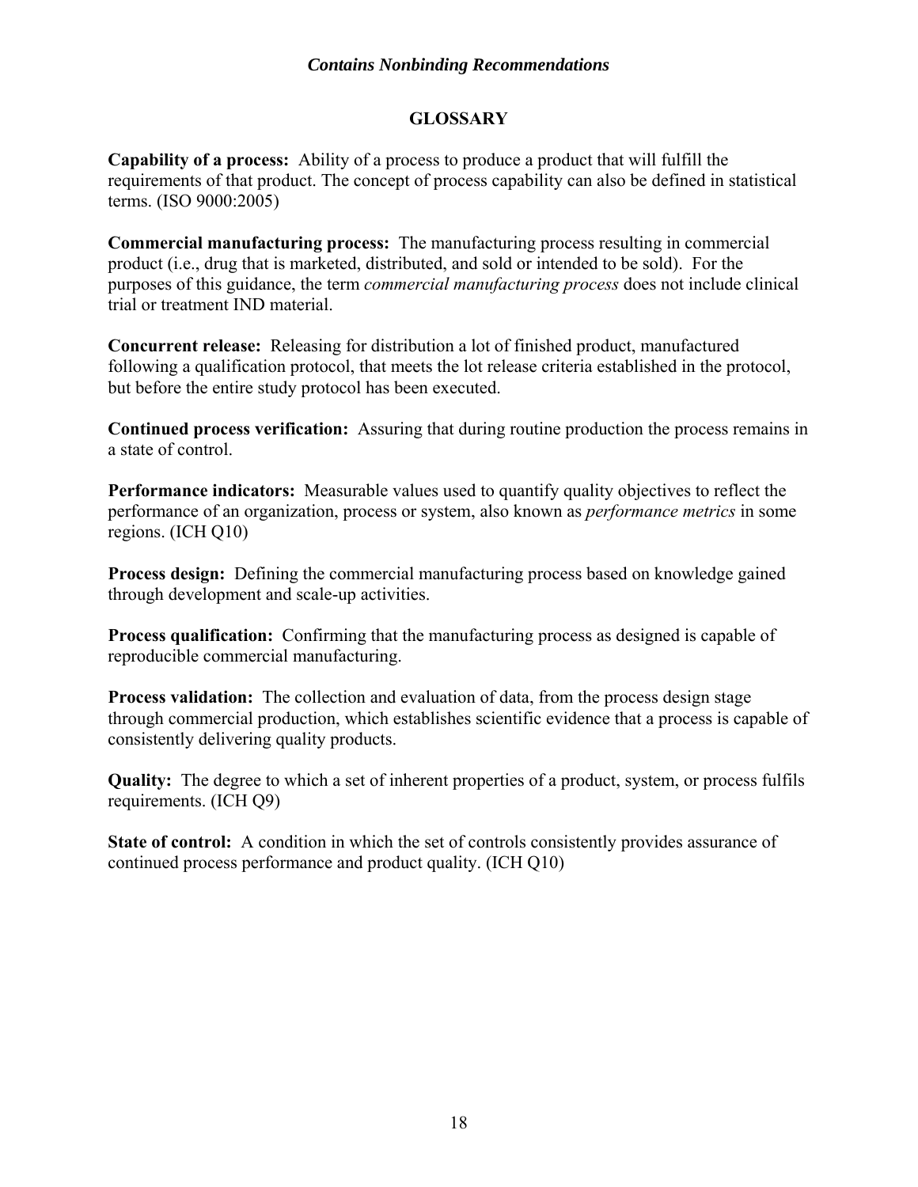## GLOSSARY

**Capability of a process:** Ability of a process to produce a product that will fulfill the requirements of that product. The concept of process capability can also be defined in statistical terms. (ISO 9000:2005)

**Commercial manufacturing process:** The manufacturing process resulting in commercial product (i.e., drug that is marketed, distributed, and sold or intended to be sold). For the purposes of this guidance, the term *commercial manufacturing process* does not include clinical trial or treatment IND material.

**Concurrent release:** Releasing for distribution a lot of finished product, manufactured following a qualification protocol, that meets the lot release criteria established in the protocol, but before the entire study protocol has been executed.

**Continued process verification:** Assuring that during routine production the process remains in a state of control.

**Performance indicators:** Measurable values used to quantify quality objectives to reflect the performance of an organization, process or system, also known as *performance metrics* in some regions. (ICH Q10)

**Process design:** Defining the commercial manufacturing process based on knowledge gained through development and scale-up activities.

**Process qualification:** Confirming that the manufacturing process as designed is capable of reproducible commercial manufacturing.

**Process validation:** The collection and evaluation of data, from the process design stage through commercial production, which establishes scientific evidence that a process is capable of consistently delivering quality products.

**Quality:** The degree to which a set of inherent properties of a product, system, or process fulfils requirements. (ICH Q9)

**State of control:** A condition in which the set of controls consistently provides assurance of continued process performance and product quality. (ICH Q10)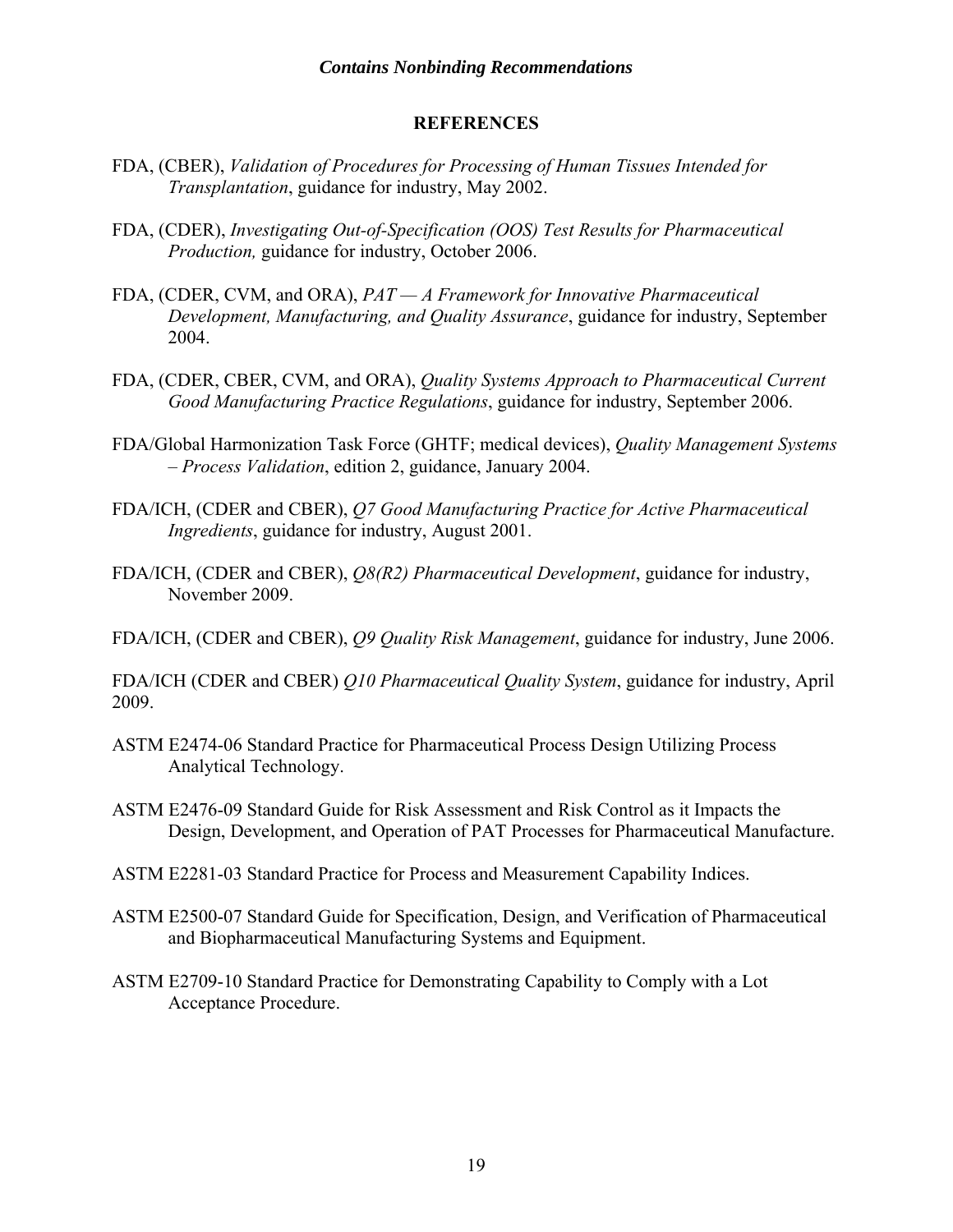## REFERENCES

FDA, (CBER), *Validation of Procedures for Processing of Human Tissues Intended for Transplantation*, guidance for industry, May 2002.

FDA, (CDER), *Investigating Out-of-Specification (OOS) Test Results for Pharmaceutical Production,* guidance for industry, October 2006.

FDA, (CDER, CVM, and ORA), *PAT — A Framework for Innovative Pharmaceutical Development, Manufacturing, and Quality Assurance*, guidance for industry, September 2004.

FDA, (CDER, CBER, CVM, and ORA), *Quality Systems Approach to Pharmaceutical Current Good Manufacturing Practice Regulations*, guidance for industry, September 2006.

FDA/Global Harmonization Task Force (GHTF; medical devices), *Quality Management Systems – Process Validation*, edition 2, guidance, January 2004.

FDA/ICH, (CDER and CBER), *Q7 Good Manufacturing Practice for Active Pharmaceutical Ingredients*, guidance for industry, August 2001.

FDA/ICH, (CDER and CBER), *Q8(R2) Pharmaceutical Development*, guidance for industry, November 2009.

FDA/ICH, (CDER and CBER), *Q9 Quality Risk Management*, guidance for industry, June 2006.

FDA/ICH (CDER and CBER) *Q10 Pharmaceutical Quality System*, guidance for industry, April 2009.

ASTM E2474-06 Standard Practice for Pharmaceutical Process Design Utilizing Process Analytical Technology.

ASTM E2476-09 Standard Guide for Risk Assessment and Risk Control as it Impacts the Design, Development, and Operation of PAT Processes for Pharmaceutical Manufacture.

ASTM E2281-03 Standard Practice for Process and Measurement Capability Indices.

ASTM E2500-07 Standard Guide for Specification, Design, and Verification of Pharmaceutical and Biopharmaceutical Manufacturing Systems and Equipment.

ASTM E2709-10 Standard Practice for Demonstrating Capability to Comply with a Lot Acceptance Procedure.